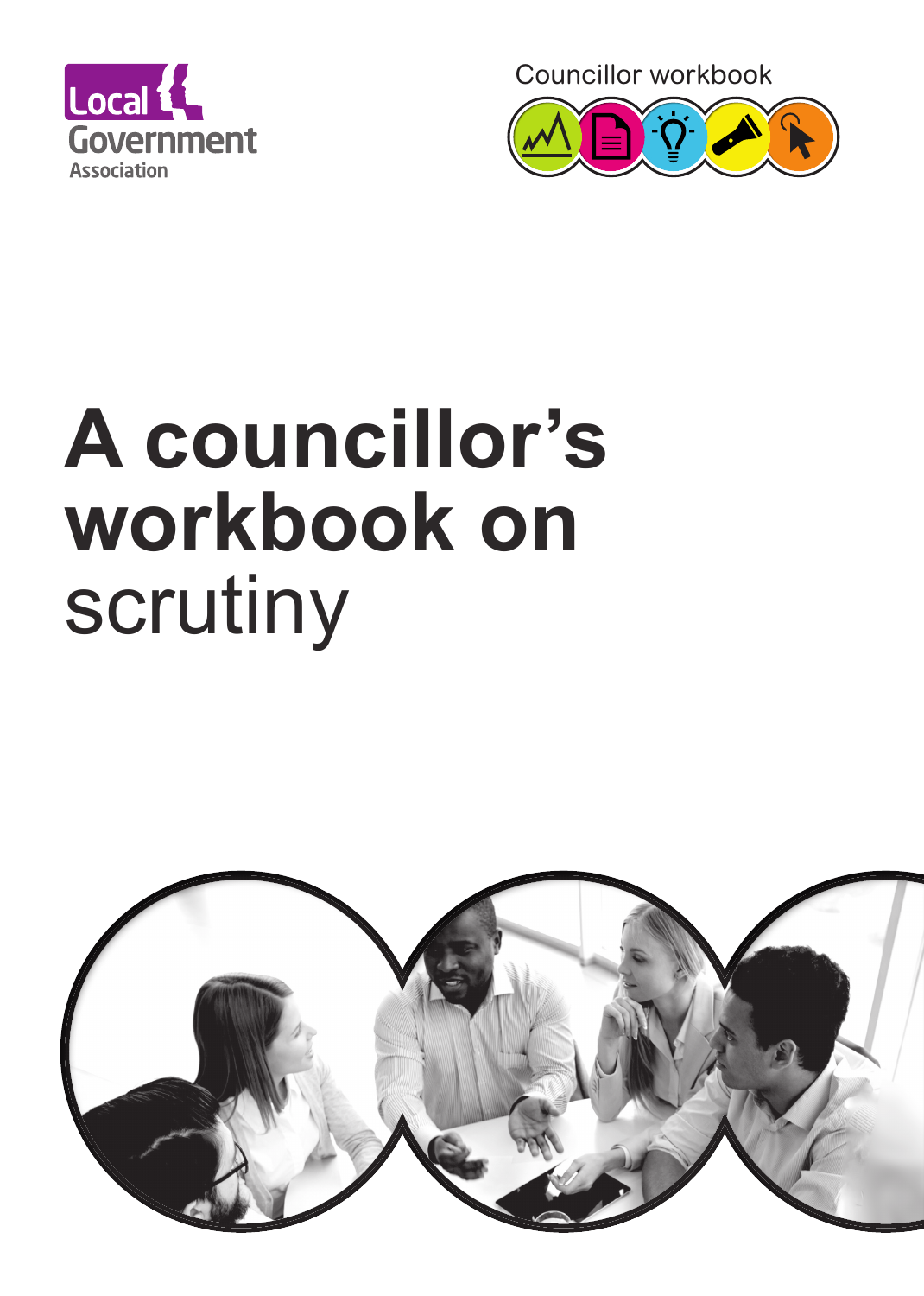Local Government Association

Councillor workbook

# A councillor's workbook on scrutiny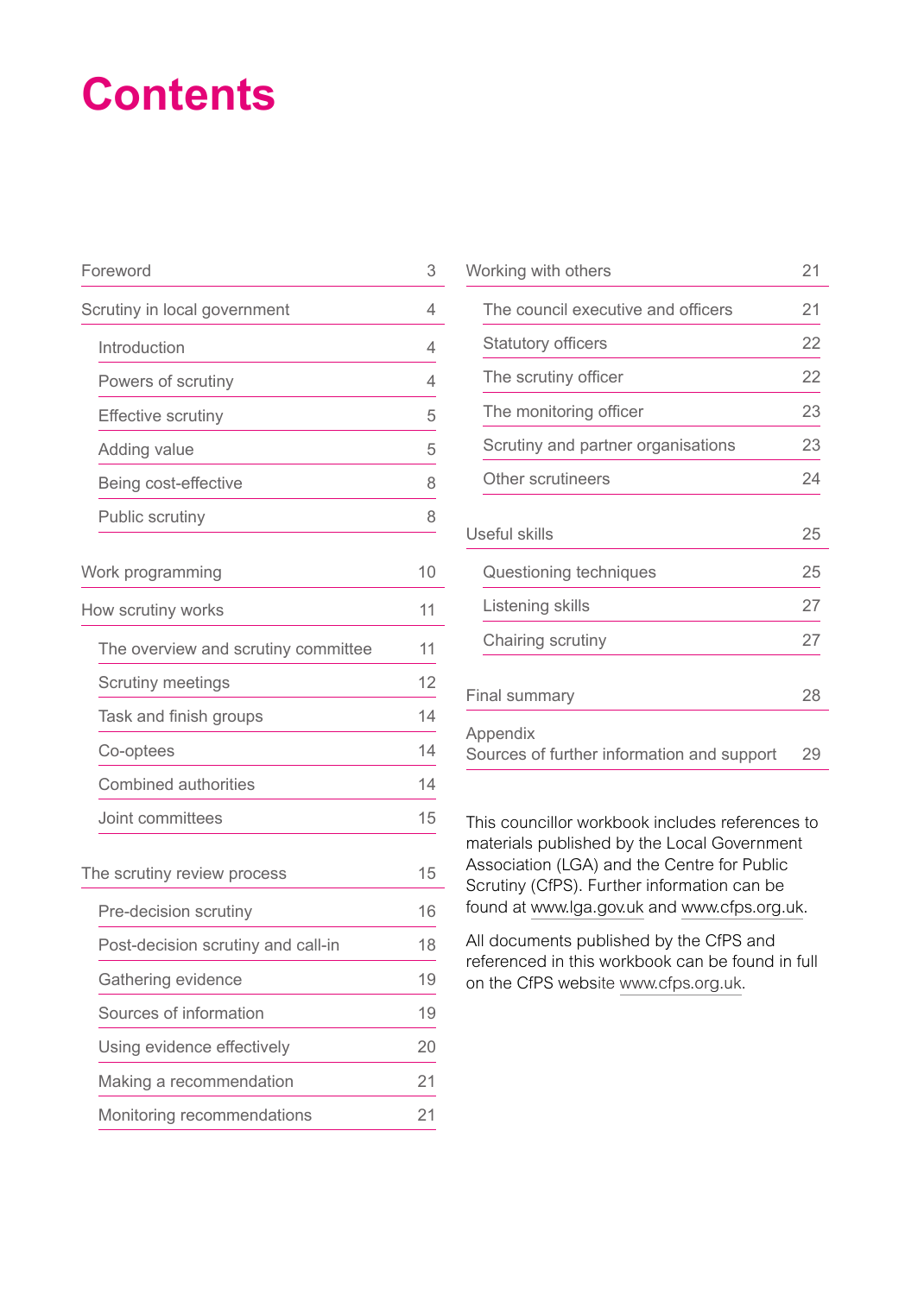# Contents

| | |
|---|---|
| Foreword | 3 |
| Scrutiny in local government | 4 |
| Introduction | 4 |
| Powers of scrutiny | 4 |
| Effective scrutiny | 5 |
| Adding value | 5 |
| Being cost-effective | 8 |
| Public scrutiny | 8 |
| Work programming | 10 |
| How scrutiny works | 11 |
| The overview and scrutiny committee | 11 |
| Scrutiny meetings | 12 |
| Task and finish groups | 14 |
| Co-optees | 14 |
| Combined authorities | 14 |
| Joint committees | 15 |
| The scrutiny review process | 15 |
| Pre-decision scrutiny | 16 |
| Post-decision scrutiny and call-in | 18 |
| Gathering evidence | 19 |
| Sources of information | 19 |
| Using evidence effectively | 20 |
| Making a recommendation | 21 |
| Monitoring recommendations | 21 |
| Working with others | 21 |
| The council executive and officers | 21 |
| Statutory officers | 22 |
| The scrutiny officer | 22 |
| The monitoring officer | 23 |
| Scrutiny and partner organisations | 23 |
| Other scrutineers | 24 |
| Useful skills | 25 |
| Questioning techniques | 25 |
| Listening skills | 27 |
| Chairing scrutiny | 27 |
| Final summary | 28 |
| Appendix<br>Sources of further information and support | 29 |

This councillor workbook includes references to materials published by the Local Government Association (LGA) and the Centre for Public Scrutiny (CfPS). Further information can be found at www.lga.gov.uk and www.cfps.org.uk.

All documents published by the CfPS and referenced in this workbook can be found in full on the CfPS website www.cfps.org.uk.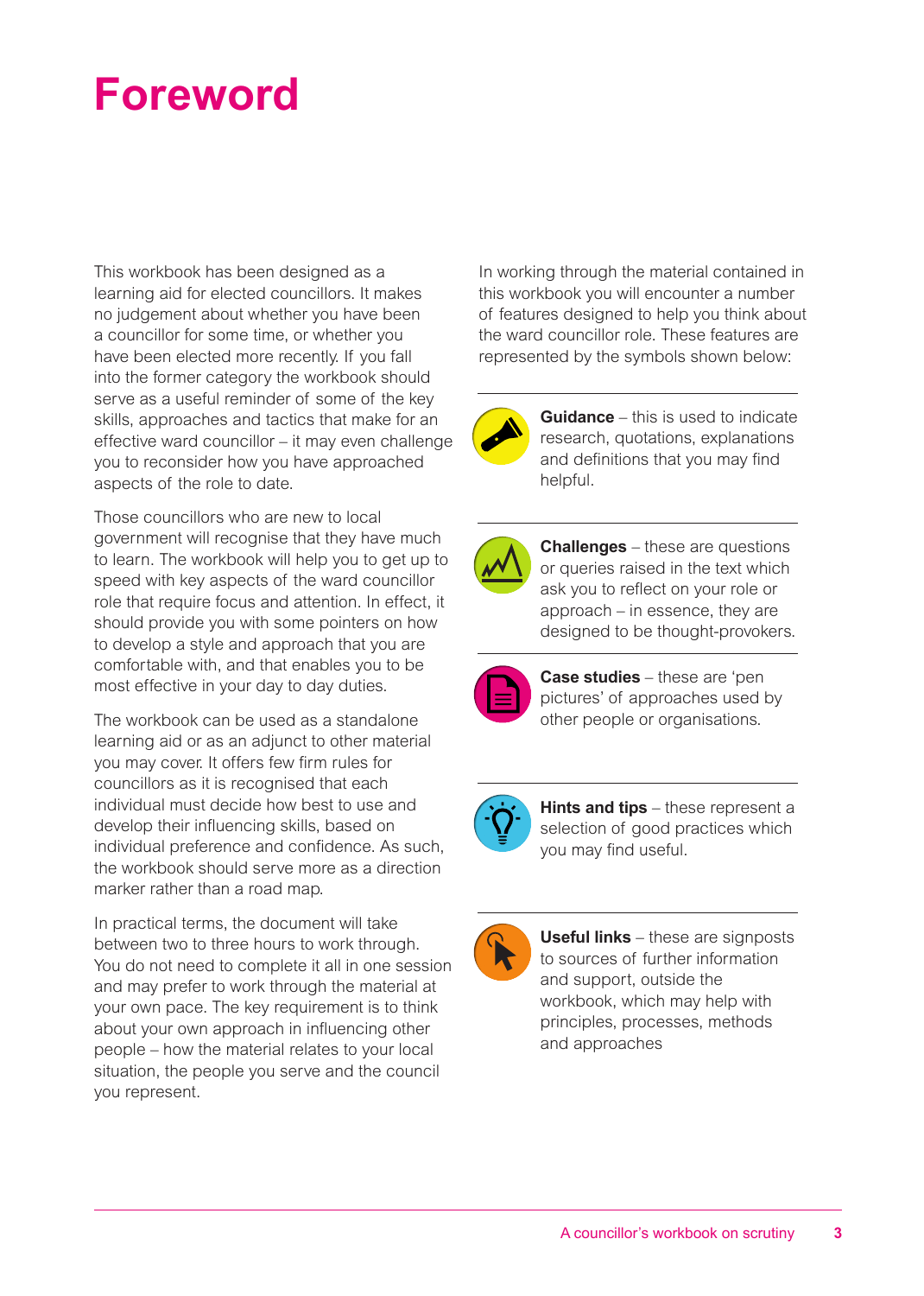# Foreword

This workbook has been designed as a learning aid for elected councillors. It makes no judgement about whether you have been a councillor for some time, or whether you have been elected more recently. If you fall into the former category the workbook should serve as a useful reminder of some of the key skills, approaches and tactics that make for an effective ward councillor – it may even challenge you to reconsider how you have approached aspects of the role to date.

Those councillors who are new to local government will recognise that they have much to learn. The workbook will help you to get up to speed with key aspects of the ward councillor role that require focus and attention. In effect, it should provide you with some pointers on how to develop a style and approach that you are comfortable with, and that enables you to be most effective in your day to day duties.

The workbook can be used as a standalone learning aid or as an adjunct to other material you may cover. It offers few firm rules for councillors as it is recognised that each individual must decide how best to use and develop their influencing skills, based on individual preference and confidence. As such, the workbook should serve more as a direction marker rather than a road map.

In practical terms, the document will take between two to three hours to work through. You do not need to complete it all in one session and may prefer to work through the material at your own pace. The key requirement is to think about your own approach in influencing other people – how the material relates to your local situation, the people you serve and the council you represent.

In working through the material contained in this workbook you will encounter a number of features designed to help you think about the ward councillor role. These features are represented by the symbols shown below:

**Guidance** – this is used to indicate research, quotations, explanations and definitions that you may find helpful.

**Challenges** – these are questions or queries raised in the text which ask you to reflect on your role or approach – in essence, they are designed to be thought-provokers.

**Case studies** – these are 'pen pictures' of approaches used by other people or organisations.

**Hints and tips** – these represent a selection of good practices which you may find useful.

**Useful links** – these are signposts to sources of further information and support, outside the workbook, which may help with principles, processes, methods and approaches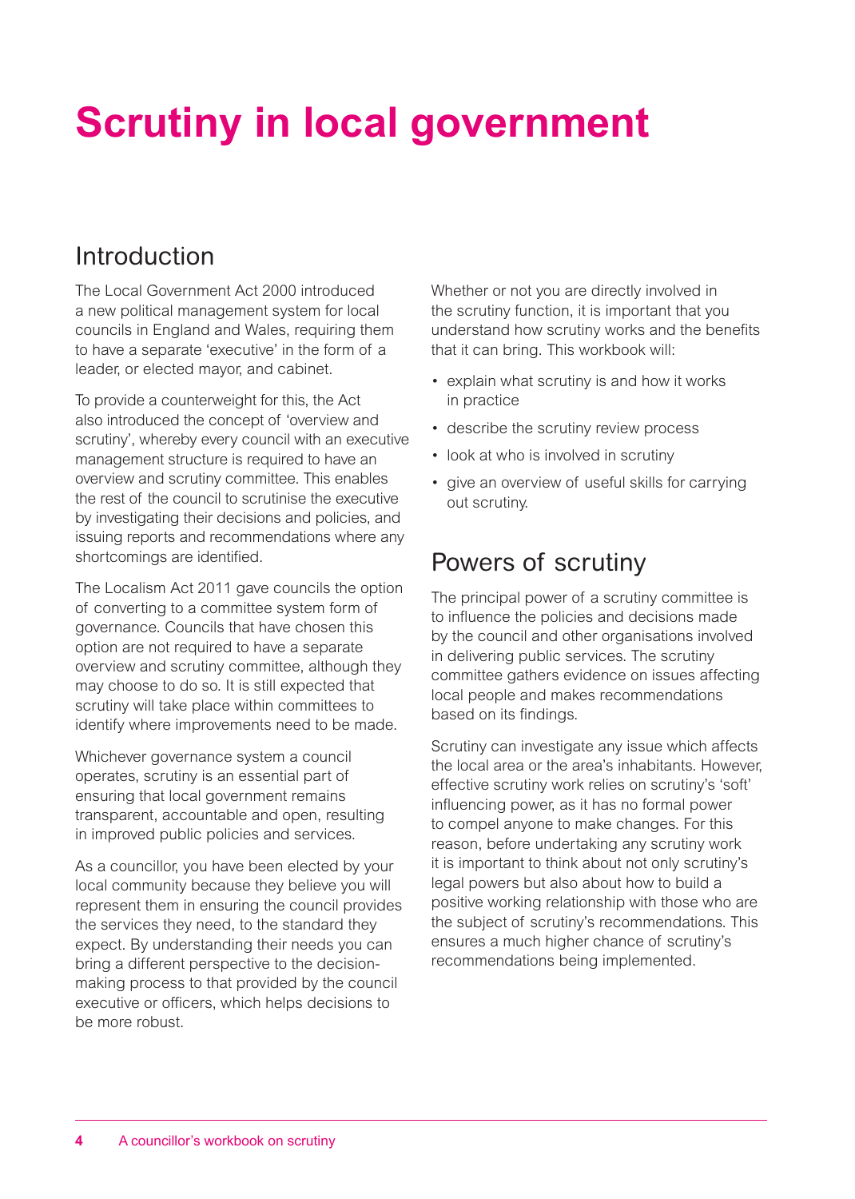# Scrutiny in local government

## Introduction

The Local Government Act 2000 introduced a new political management system for local councils in England and Wales, requiring them to have a separate 'executive' in the form of a leader, or elected mayor, and cabinet.

To provide a counterweight for this, the Act also introduced the concept of 'overview and scrutiny', whereby every council with an executive management structure is required to have an overview and scrutiny committee. This enables the rest of the council to scrutinise the executive by investigating their decisions and policies, and issuing reports and recommendations where any shortcomings are identified.

The Localism Act 2011 gave councils the option of converting to a committee system form of governance. Councils that have chosen this option are not required to have a separate overview and scrutiny committee, although they may choose to do so. It is still expected that scrutiny will take place within committees to identify where improvements need to be made.

Whichever governance system a council operates, scrutiny is an essential part of ensuring that local government remains transparent, accountable and open, resulting in improved public policies and services.

As a councillor, you have been elected by your local community because they believe you will represent them in ensuring the council provides the services they need, to the standard they expect. By understanding their needs you can bring a different perspective to the decision-making process to that provided by the council executive or officers, which helps decisions to be more robust.

Whether or not you are directly involved in the scrutiny function, it is important that you understand how scrutiny works and the benefits that it can bring. This workbook will:

- explain what scrutiny is and how it works in practice
- describe the scrutiny review process
- look at who is involved in scrutiny
- give an overview of useful skills for carrying out scrutiny.

## Powers of scrutiny

The principal power of a scrutiny committee is to influence the policies and decisions made by the council and other organisations involved in delivering public services. The scrutiny committee gathers evidence on issues affecting local people and makes recommendations based on its findings.

Scrutiny can investigate any issue which affects the local area or the area's inhabitants. However, effective scrutiny work relies on scrutiny's 'soft' influencing power, as it has no formal power to compel anyone to make changes. For this reason, before undertaking any scrutiny work it is important to think about not only scrutiny's legal powers but also about how to build a positive working relationship with those who are the subject of scrutiny's recommendations. This ensures a much higher chance of scrutiny's recommendations being implemented.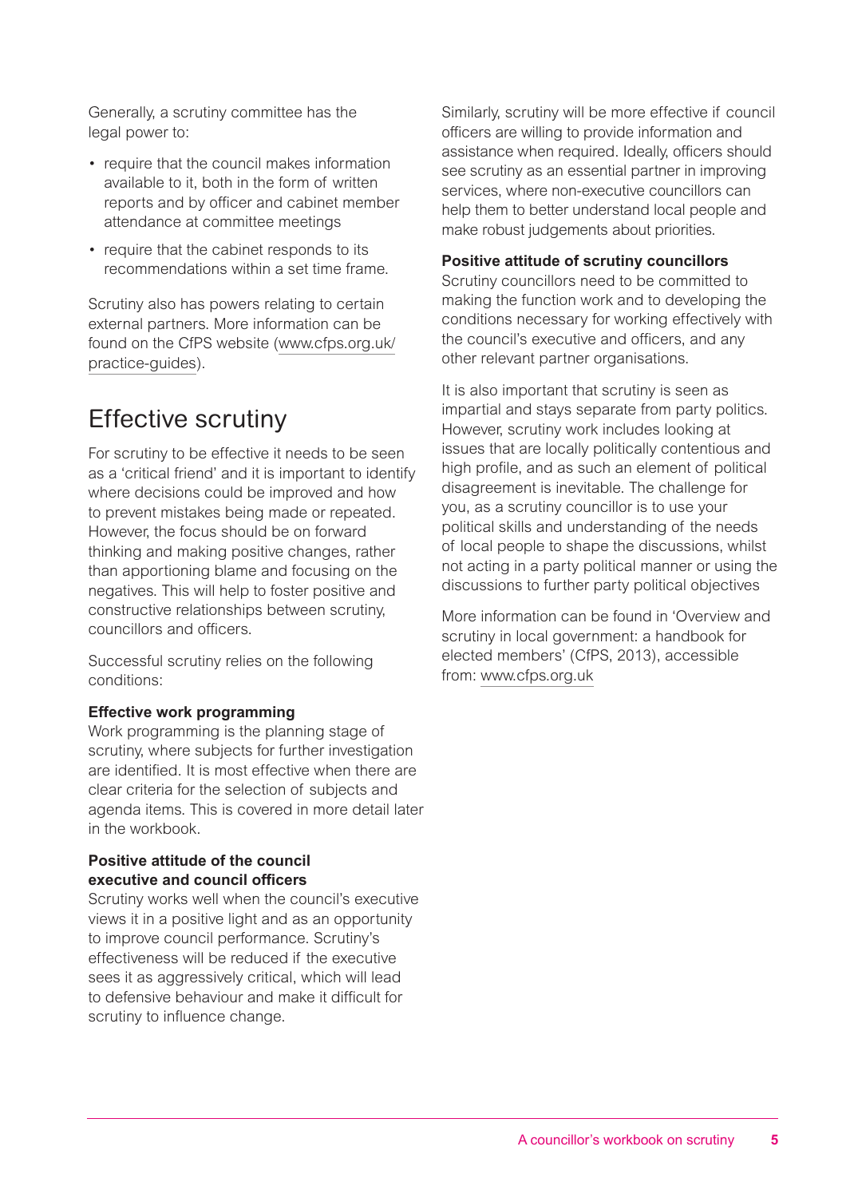Generally, a scrutiny committee has the legal power to:

- require that the council makes information available to it, both in the form of written reports and by officer and cabinet member attendance at committee meetings
- require that the cabinet responds to its recommendations within a set time frame.

Scrutiny also has powers relating to certain external partners. More information can be found on the CfPS website (www.cfps.org.uk/practice-guides).

## Effective scrutiny

For scrutiny to be effective it needs to be seen as a 'critical friend' and it is important to identify where decisions could be improved and how to prevent mistakes being made or repeated. However, the focus should be on forward thinking and making positive changes, rather than apportioning blame and focusing on the negatives. This will help to foster positive and constructive relationships between scrutiny, councillors and officers.

Successful scrutiny relies on the following conditions:

**Effective work programming**
Work programming is the planning stage of scrutiny, where subjects for further investigation are identified. It is most effective when there are clear criteria for the selection of subjects and agenda items. This is covered in more detail later in the workbook.

**Positive attitude of the council executive and council officers**
Scrutiny works well when the council's executive views it in a positive light and as an opportunity to improve council performance. Scrutiny's effectiveness will be reduced if the executive sees it as aggressively critical, which will lead to defensive behaviour and make it difficult for scrutiny to influence change.

Similarly, scrutiny will be more effective if council officers are willing to provide information and assistance when required. Ideally, officers should see scrutiny as an essential partner in improving services, where non-executive councillors can help them to better understand local people and make robust judgements about priorities.

**Positive attitude of scrutiny councillors**
Scrutiny councillors need to be committed to making the function work and to developing the conditions necessary for working effectively with the council's executive and officers, and any other relevant partner organisations.

It is also important that scrutiny is seen as impartial and stays separate from party politics. However, scrutiny work includes looking at issues that are locally politically contentious and high profile, and as such an element of political disagreement is inevitable. The challenge for you, as a scrutiny councillor is to use your political skills and understanding of the needs of local people to shape the discussions, whilst not acting in a party political manner or using the discussions to further party political objectives

More information can be found in 'Overview and scrutiny in local government: a handbook for elected members' (CfPS, 2013), accessible from: www.cfps.org.uk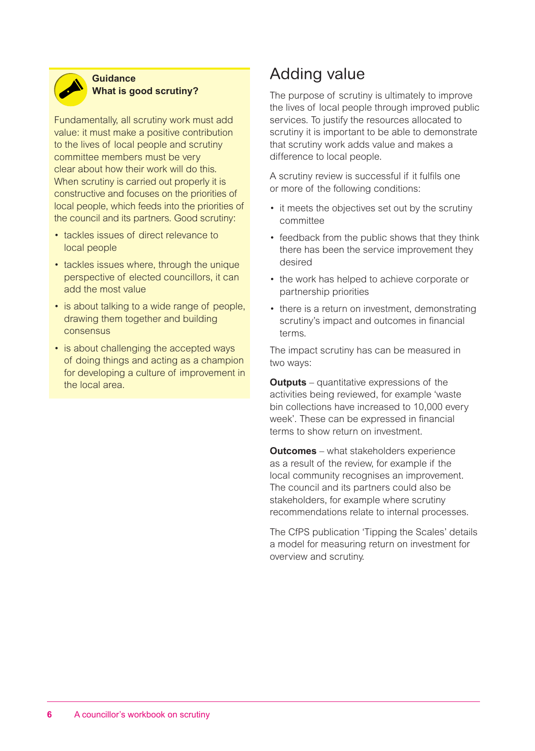**Guidance**
**What is good scrutiny?**

Fundamentally, all scrutiny work must add value: it must make a positive contribution to the lives of local people and scrutiny committee members must be very clear about how their work will do this. When scrutiny is carried out properly it is constructive and focuses on the priorities of local people, which feeds into the priorities of the council and its partners. Good scrutiny:

- tackles issues of direct relevance to local people
- tackles issues where, through the unique perspective of elected councillors, it can add the most value
- is about talking to a wide range of people, drawing them together and building consensus
- is about challenging the accepted ways of doing things and acting as a champion for developing a culture of improvement in the local area.

# Adding value

The purpose of scrutiny is ultimately to improve the lives of local people through improved public services. To justify the resources allocated to scrutiny it is important to be able to demonstrate that scrutiny work adds value and makes a difference to local people.

A scrutiny review is successful if it fulfils one or more of the following conditions:

- it meets the objectives set out by the scrutiny committee
- feedback from the public shows that they think there has been the service improvement they desired
- the work has helped to achieve corporate or partnership priorities
- there is a return on investment, demonstrating scrutiny's impact and outcomes in financial terms.

The impact scrutiny has can be measured in two ways:

**Outputs** – quantitative expressions of the activities being reviewed, for example 'waste bin collections have increased to 10,000 every week'. These can be expressed in financial terms to show return on investment.

**Outcomes** – what stakeholders experience as a result of the review, for example if the local community recognises an improvement. The council and its partners could also be stakeholders, for example where scrutiny recommendations relate to internal processes.

The CfPS publication 'Tipping the Scales' details a model for measuring return on investment for overview and scrutiny.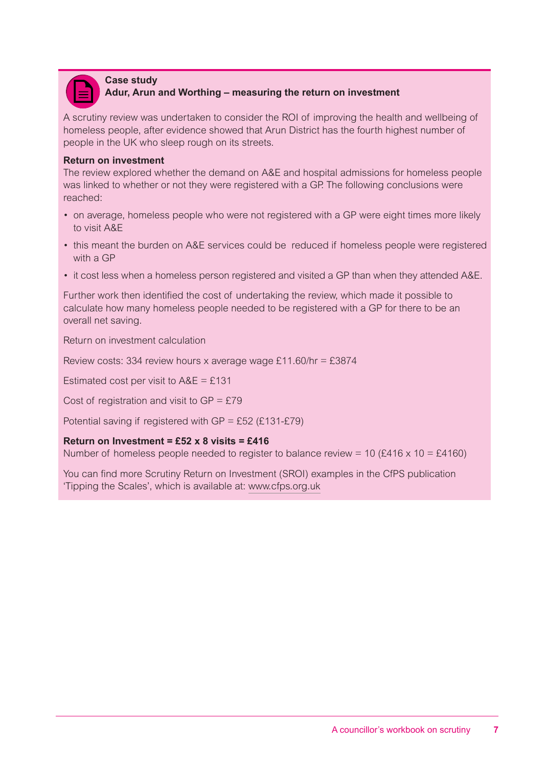**Case study**

**Adur, Arun and Worthing – measuring the return on investment**

A scrutiny review was undertaken to consider the ROI of improving the health and wellbeing of homeless people, after evidence showed that Arun District has the fourth highest number of people in the UK who sleep rough on its streets.

**Return on investment**

The review explored whether the demand on A&E and hospital admissions for homeless people was linked to whether or not they were registered with a GP. The following conclusions were reached:

- on average, homeless people who were not registered with a GP were eight times more likely to visit A&E
- this meant the burden on A&E services could be reduced if homeless people were registered with a GP
- it cost less when a homeless person registered and visited a GP than when they attended A&E.

Further work then identified the cost of undertaking the review, which made it possible to calculate how many homeless people needed to be registered with a GP for there to be an overall net saving.

Return on investment calculation

Review costs: 334 review hours x average wage £11.60/hr = £3874

Estimated cost per visit to A&E = £131

Cost of registration and visit to GP = £79

Potential saving if registered with GP = £52 (£131-£79)

**Return on Investment = £52 x 8 visits = £416**

Number of homeless people needed to register to balance review = 10 (£416 x 10 = £4160)

You can find more Scrutiny Return on Investment (SROI) examples in the CfPS publication 'Tipping the Scales', which is available at: www.cfps.org.uk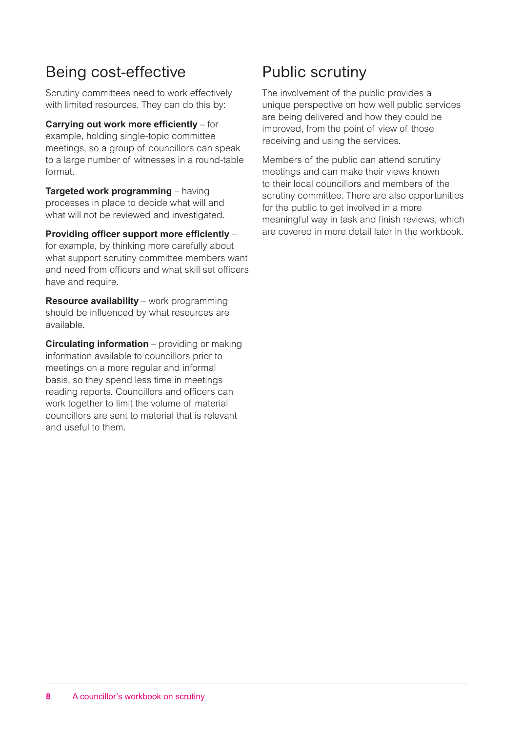## Being cost-effective

Scrutiny committees need to work effectively with limited resources. They can do this by:

**Carrying out work more efficiently** – for example, holding single-topic committee meetings, so a group of councillors can speak to a large number of witnesses in a round-table format.

**Targeted work programming** – having processes in place to decide what will and what will not be reviewed and investigated.

**Providing officer support more efficiently** – for example, by thinking more carefully about what support scrutiny committee members want and need from officers and what skill set officers have and require.

**Resource availability** – work programming should be influenced by what resources are available.

**Circulating information** – providing or making information available to councillors prior to meetings on a more regular and informal basis, so they spend less time in meetings reading reports. Councillors and officers can work together to limit the volume of material councillors are sent to material that is relevant and useful to them.

## Public scrutiny

The involvement of the public provides a unique perspective on how well public services are being delivered and how they could be improved, from the point of view of those receiving and using the services.

Members of the public can attend scrutiny meetings and can make their views known to their local councillors and members of the scrutiny committee. There are also opportunities for the public to get involved in a more meaningful way in task and finish reviews, which are covered in more detail later in the workbook.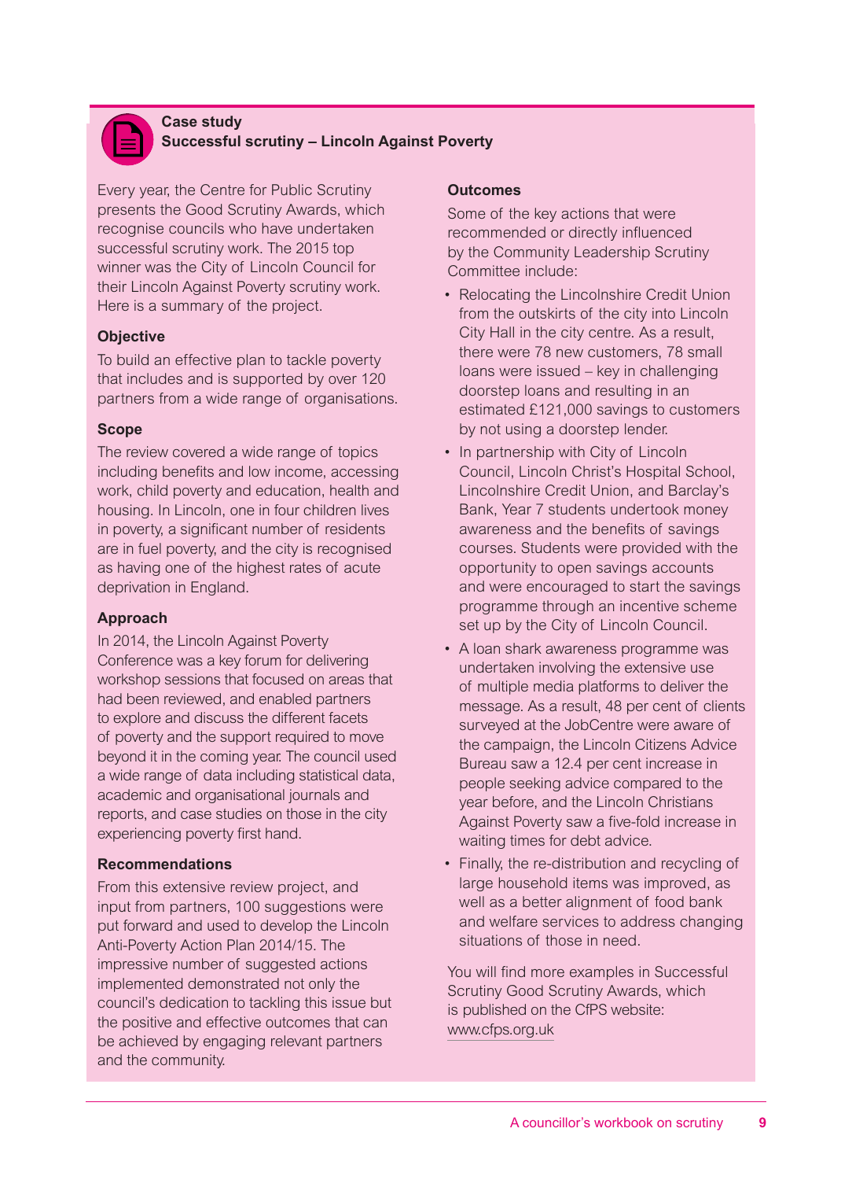**Case study**
**Successful scrutiny – Lincoln Against Poverty**

Every year, the Centre for Public Scrutiny presents the Good Scrutiny Awards, which recognise councils who have undertaken successful scrutiny work. The 2015 top winner was the City of Lincoln Council for their Lincoln Against Poverty scrutiny work. Here is a summary of the project.

**Objective**

To build an effective plan to tackle poverty that includes and is supported by over 120 partners from a wide range of organisations.

**Scope**

The review covered a wide range of topics including benefits and low income, accessing work, child poverty and education, health and housing. In Lincoln, one in four children lives in poverty, a significant number of residents are in fuel poverty, and the city is recognised as having one of the highest rates of acute deprivation in England.

**Approach**

In 2014, the Lincoln Against Poverty Conference was a key forum for delivering workshop sessions that focused on areas that had been reviewed, and enabled partners to explore and discuss the different facets of poverty and the support required to move beyond it in the coming year. The council used a wide range of data including statistical data, academic and organisational journals and reports, and case studies on those in the city experiencing poverty first hand.

**Recommendations**

From this extensive review project, and input from partners, 100 suggestions were put forward and used to develop the Lincoln Anti-Poverty Action Plan 2014/15. The impressive number of suggested actions implemented demonstrated not only the council's dedication to tackling this issue but the positive and effective outcomes that can be achieved by engaging relevant partners and the community.

**Outcomes**

Some of the key actions that were recommended or directly influenced by the Community Leadership Scrutiny Committee include:

- Relocating the Lincolnshire Credit Union from the outskirts of the city into Lincoln City Hall in the city centre. As a result, there were 78 new customers, 78 small loans were issued – key in challenging doorstep loans and resulting in an estimated £121,000 savings to customers by not using a doorstep lender.
- In partnership with City of Lincoln Council, Lincoln Christ's Hospital School, Lincolnshire Credit Union, and Barclay's Bank, Year 7 students undertook money awareness and the benefits of savings courses. Students were provided with the opportunity to open savings accounts and were encouraged to start the savings programme through an incentive scheme set up by the City of Lincoln Council.
- A loan shark awareness programme was undertaken involving the extensive use of multiple media platforms to deliver the message. As a result, 48 per cent of clients surveyed at the JobCentre were aware of the campaign, the Lincoln Citizens Advice Bureau saw a 12.4 per cent increase in people seeking advice compared to the year before, and the Lincoln Christians Against Poverty saw a five-fold increase in waiting times for debt advice.
- Finally, the re-distribution and recycling of large household items was improved, as well as a better alignment of food bank and welfare services to address changing situations of those in need.

You will find more examples in Successful Scrutiny Good Scrutiny Awards, which is published on the CfPS website: www.cfps.org.uk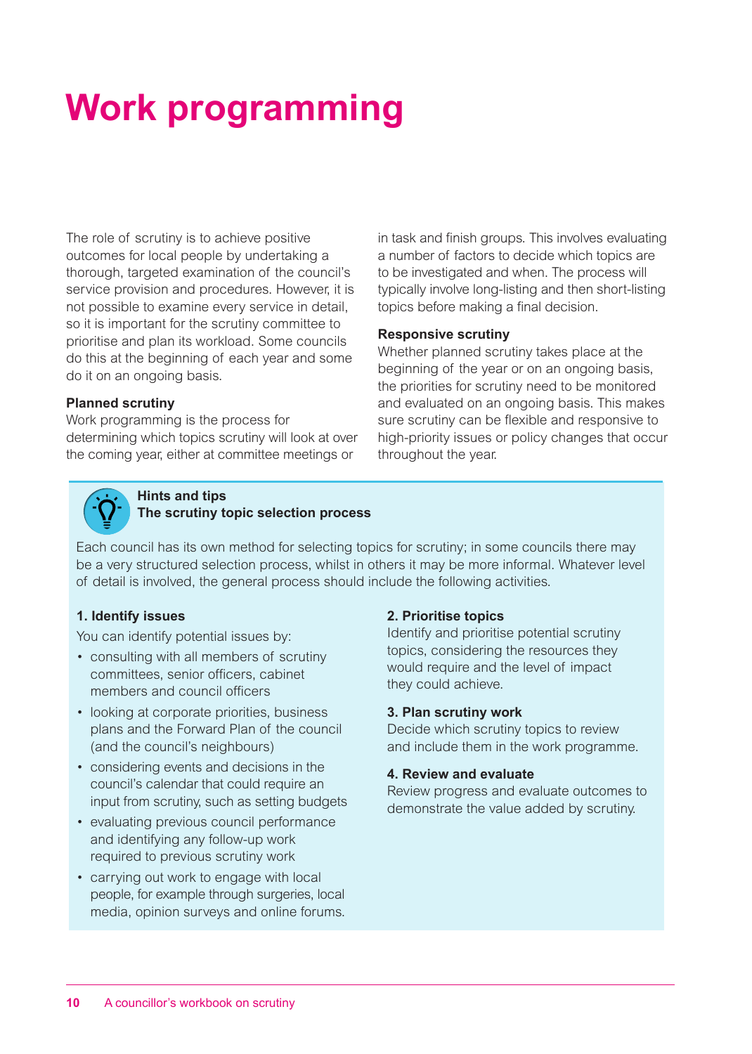# Work programming

The role of scrutiny is to achieve positive outcomes for local people by undertaking a thorough, targeted examination of the council's service provision and procedures. However, it is not possible to examine every service in detail, so it is important for the scrutiny committee to prioritise and plan its workload. Some councils do this at the beginning of each year and some do it on an ongoing basis.

**Planned scrutiny**

Work programming is the process for determining which topics scrutiny will look at over the coming year, either at committee meetings or in task and finish groups. This involves evaluating a number of factors to decide which topics are to be investigated and when. The process will typically involve long-listing and then short-listing topics before making a final decision.

**Responsive scrutiny**

Whether planned scrutiny takes place at the beginning of the year or on an ongoing basis, the priorities for scrutiny need to be monitored and evaluated on an ongoing basis. This makes sure scrutiny can be flexible and responsive to high-priority issues or policy changes that occur throughout the year.

**Hints and tips**
**The scrutiny topic selection process**

Each council has its own method for selecting topics for scrutiny; in some councils there may be a very structured selection process, whilst in others it may be more informal. Whatever level of detail is involved, the general process should include the following activities.

**1. Identify issues**

You can identify potential issues by:

- consulting with all members of scrutiny committees, senior officers, cabinet members and council officers
- looking at corporate priorities, business plans and the Forward Plan of the council (and the council's neighbours)
- considering events and decisions in the council's calendar that could require an input from scrutiny, such as setting budgets
- evaluating previous council performance and identifying any follow-up work required to previous scrutiny work
- carrying out work to engage with local people, for example through surgeries, local media, opinion surveys and online forums.

**2. Prioritise topics**

Identify and prioritise potential scrutiny topics, considering the resources they would require and the level of impact they could achieve.

**3. Plan scrutiny work**

Decide which scrutiny topics to review and include them in the work programme.

**4. Review and evaluate**

Review progress and evaluate outcomes to demonstrate the value added by scrutiny.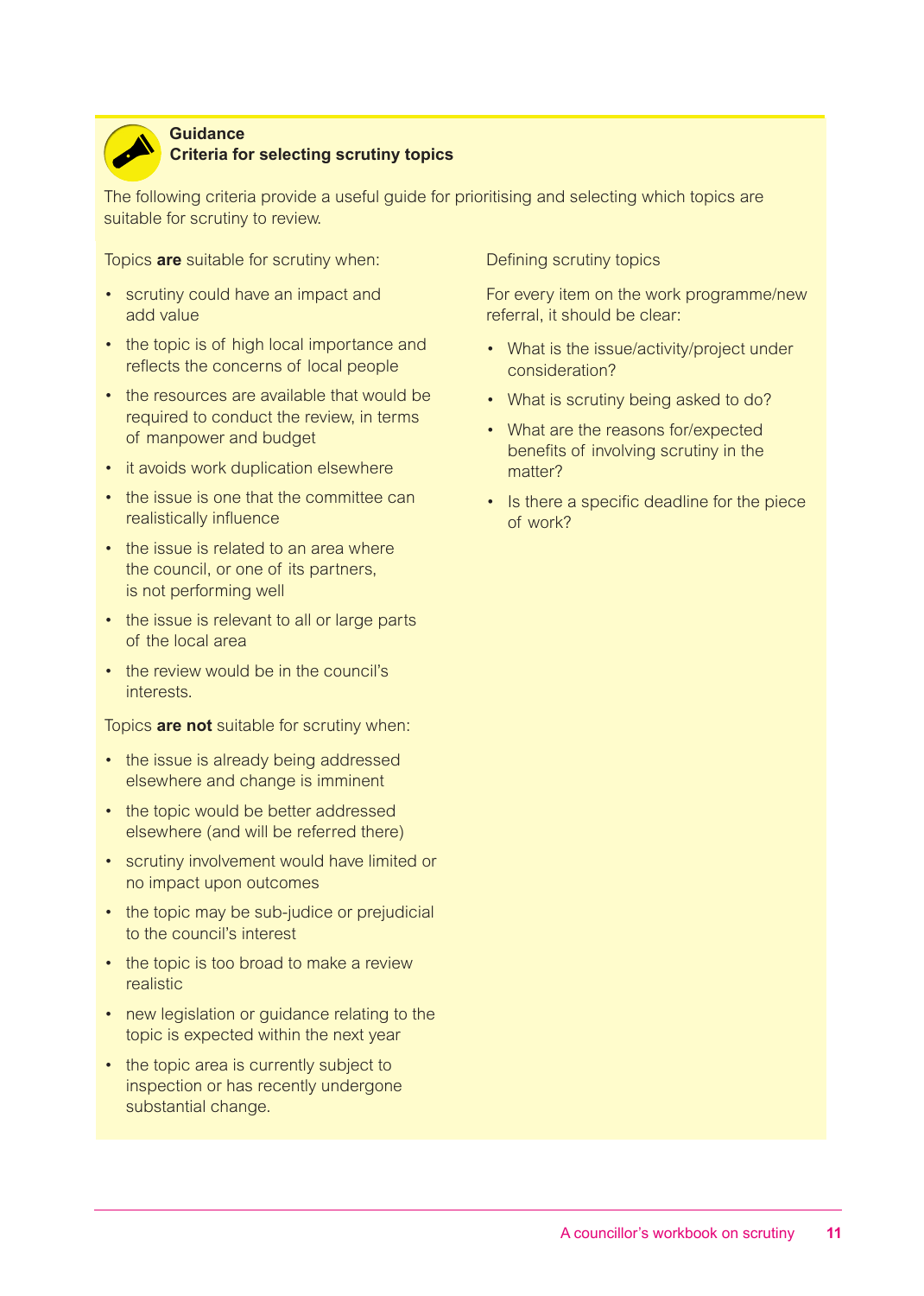## Guidance
### Criteria for selecting scrutiny topics

The following criteria provide a useful guide for prioritising and selecting which topics are suitable for scrutiny to review.

Topics **are** suitable for scrutiny when:

- scrutiny could have an impact and add value
- the topic is of high local importance and reflects the concerns of local people
- the resources are available that would be required to conduct the review, in terms of manpower and budget
- it avoids work duplication elsewhere
- the issue is one that the committee can realistically influence
- the issue is related to an area where the council, or one of its partners, is not performing well
- the issue is relevant to all or large parts of the local area
- the review would be in the council's interests.

Topics **are not** suitable for scrutiny when:

- the issue is already being addressed elsewhere and change is imminent
- the topic would be better addressed elsewhere (and will be referred there)
- scrutiny involvement would have limited or no impact upon outcomes
- the topic may be sub-judice or prejudicial to the council's interest
- the topic is too broad to make a review realistic
- new legislation or guidance relating to the topic is expected within the next year
- the topic area is currently subject to inspection or has recently undergone substantial change.

Defining scrutiny topics

For every item on the work programme/new referral, it should be clear:

- What is the issue/activity/project under consideration?
- What is scrutiny being asked to do?
- What are the reasons for/expected benefits of involving scrutiny in the matter?
- Is there a specific deadline for the piece of work?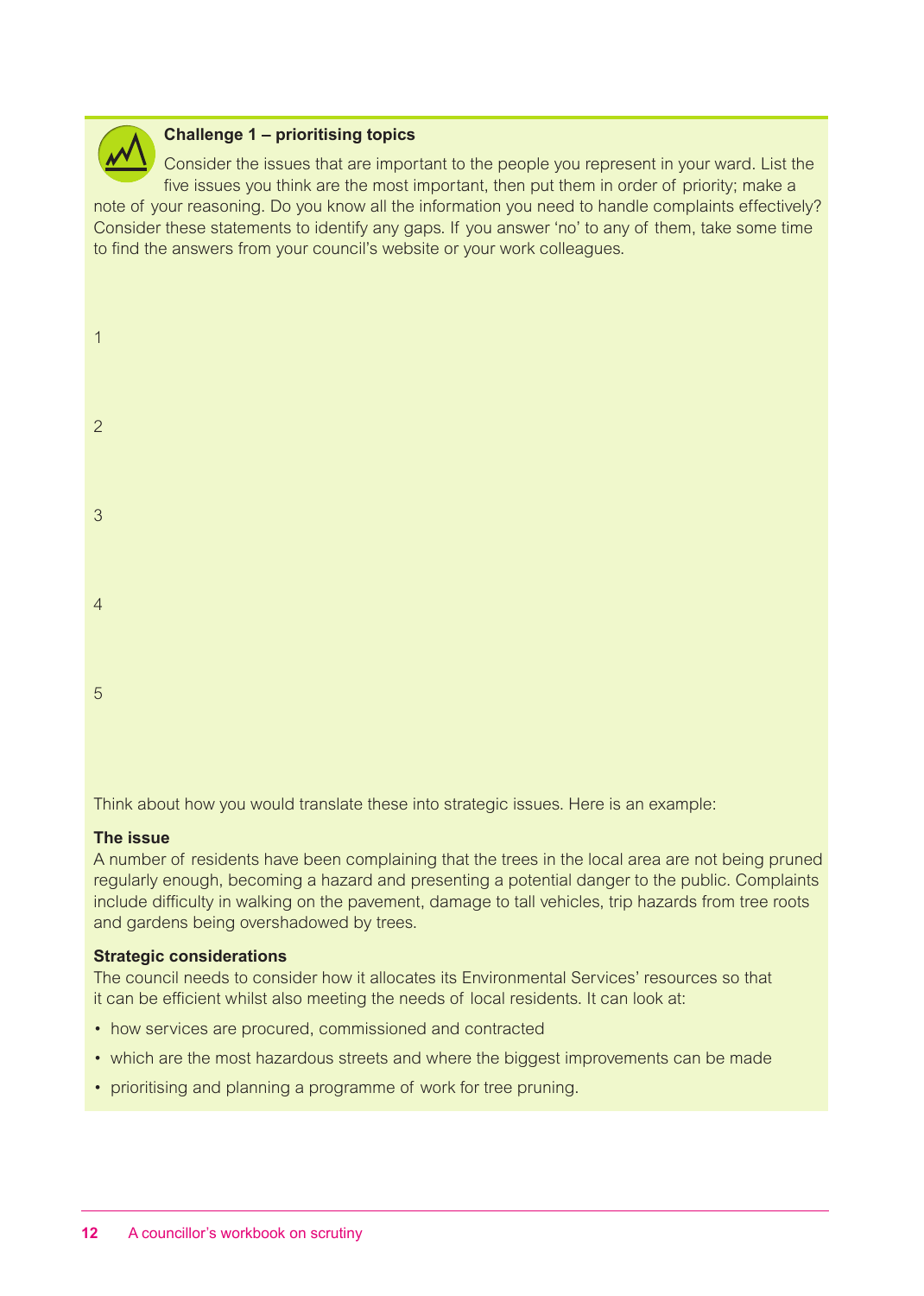### Challenge 1 – prioritising topics

Consider the issues that are important to the people you represent in your ward. List the five issues you think are the most important, then put them in order of priority; make a note of your reasoning. Do you know all the information you need to handle complaints effectively? Consider these statements to identify any gaps. If you answer 'no' to any of them, take some time to find the answers from your council's website or your work colleagues.

1

2

3

4

5

Think about how you would translate these into strategic issues. Here is an example:

**The issue**

A number of residents have been complaining that the trees in the local area are not being pruned regularly enough, becoming a hazard and presenting a potential danger to the public. Complaints include difficulty in walking on the pavement, damage to tall vehicles, trip hazards from tree roots and gardens being overshadowed by trees.

**Strategic considerations**

The council needs to consider how it allocates its Environmental Services' resources so that it can be efficient whilst also meeting the needs of local residents. It can look at:

- how services are procured, commissioned and contracted
- which are the most hazardous streets and where the biggest improvements can be made
- prioritising and planning a programme of work for tree pruning.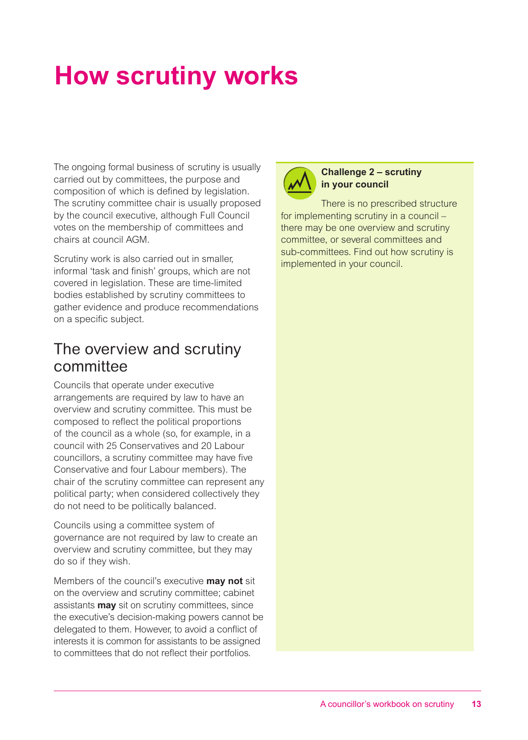# How scrutiny works

The ongoing formal business of scrutiny is usually carried out by committees, the purpose and composition of which is defined by legislation. The scrutiny committee chair is usually proposed by the council executive, although Full Council votes on the membership of committees and chairs at council AGM.

Scrutiny work is also carried out in smaller, informal 'task and finish' groups, which are not covered in legislation. These are time-limited bodies established by scrutiny committees to gather evidence and produce recommendations on a specific subject.

## The overview and scrutiny committee

Councils that operate under executive arrangements are required by law to have an overview and scrutiny committee. This must be composed to reflect the political proportions of the council as a whole (so, for example, in a council with 25 Conservatives and 20 Labour councillors, a scrutiny committee may have five Conservative and four Labour members). The chair of the scrutiny committee can represent any political party; when considered collectively they do not need to be politically balanced.

Councils using a committee system of governance are not required by law to create an overview and scrutiny committee, but they may do so if they wish.

Members of the council's executive **may not** sit on the overview and scrutiny committee; cabinet assistants **may** sit on scrutiny committees, since the executive's decision-making powers cannot be delegated to them. However, to avoid a conflict of interests it is common for assistants to be assigned to committees that do not reflect their portfolios.

**Challenge 2 – scrutiny in your council**

There is no prescribed structure for implementing scrutiny in a council – there may be one overview and scrutiny committee, or several committees and sub-committees. Find out how scrutiny is implemented in your council.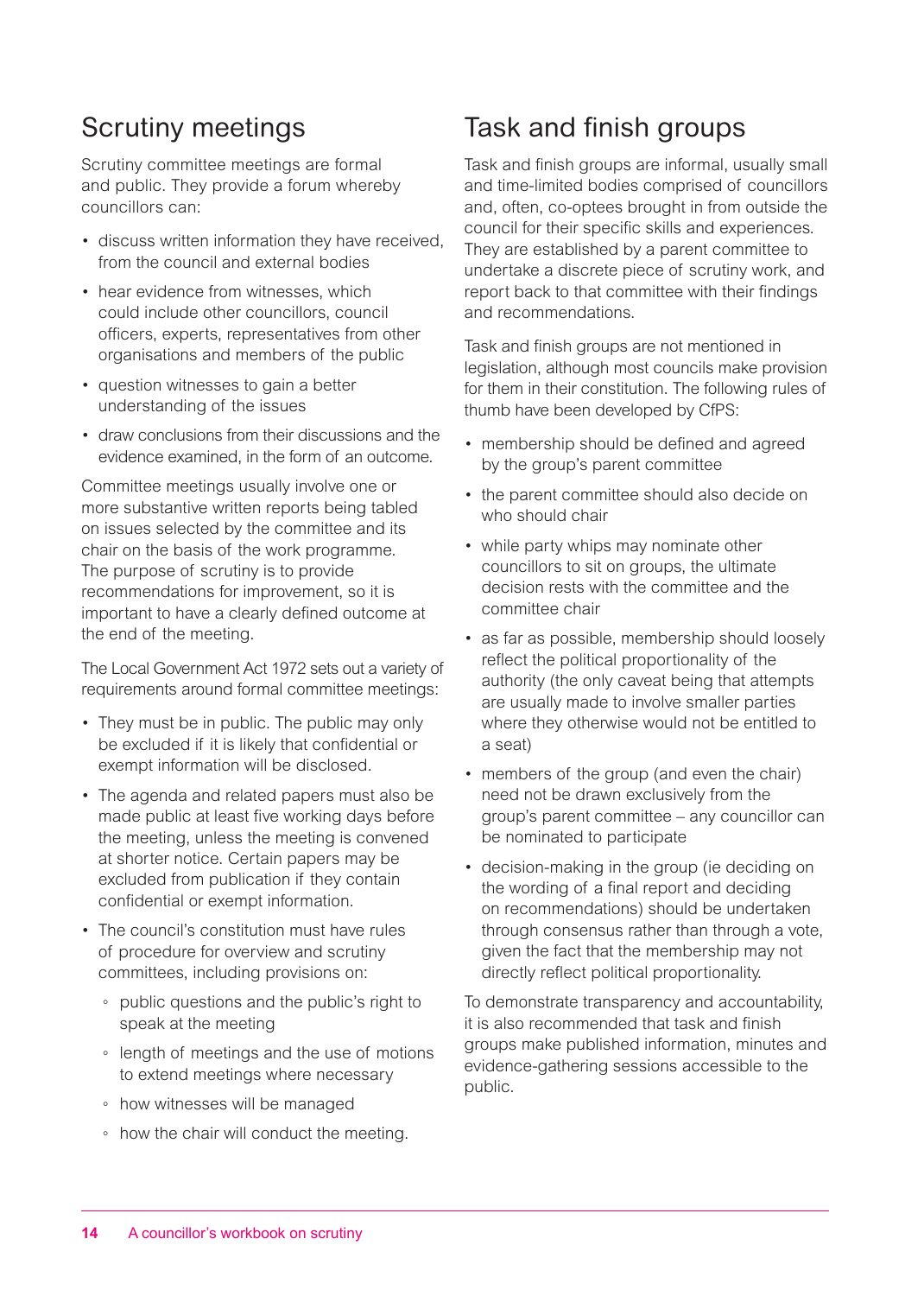## Scrutiny meetings

Scrutiny committee meetings are formal and public. They provide a forum whereby councillors can:

- discuss written information they have received, from the council and external bodies
- hear evidence from witnesses, which could include other councillors, council officers, experts, representatives from other organisations and members of the public
- question witnesses to gain a better understanding of the issues
- draw conclusions from their discussions and the evidence examined, in the form of an outcome.

Committee meetings usually involve one or more substantive written reports being tabled on issues selected by the committee and its chair on the basis of the work programme. The purpose of scrutiny is to provide recommendations for improvement, so it is important to have a clearly defined outcome at the end of the meeting.

The Local Government Act 1972 sets out a variety of requirements around formal committee meetings:

- They must be in public. The public may only be excluded if it is likely that confidential or exempt information will be disclosed.
- The agenda and related papers must also be made public at least five working days before the meeting, unless the meeting is convened at shorter notice. Certain papers may be excluded from publication if they contain confidential or exempt information.
- The council's constitution must have rules of procedure for overview and scrutiny committees, including provisions on:
  - public questions and the public's right to speak at the meeting
  - length of meetings and the use of motions to extend meetings where necessary
  - how witnesses will be managed
  - how the chair will conduct the meeting.

## Task and finish groups

Task and finish groups are informal, usually small and time-limited bodies comprised of councillors and, often, co-optees brought in from outside the council for their specific skills and experiences. They are established by a parent committee to undertake a discrete piece of scrutiny work, and report back to that committee with their findings and recommendations.

Task and finish groups are not mentioned in legislation, although most councils make provision for them in their constitution. The following rules of thumb have been developed by CfPS:

- membership should be defined and agreed by the group's parent committee
- the parent committee should also decide on who should chair
- while party whips may nominate other councillors to sit on groups, the ultimate decision rests with the committee and the committee chair
- as far as possible, membership should loosely reflect the political proportionality of the authority (the only caveat being that attempts are usually made to involve smaller parties where they otherwise would not be entitled to a seat)
- members of the group (and even the chair) need not be drawn exclusively from the group's parent committee – any councillor can be nominated to participate
- decision-making in the group (ie deciding on the wording of a final report and deciding on recommendations) should be undertaken through consensus rather than through a vote, given the fact that the membership may not directly reflect political proportionality.

To demonstrate transparency and accountability, it is also recommended that task and finish groups make published information, minutes and evidence-gathering sessions accessible to the public.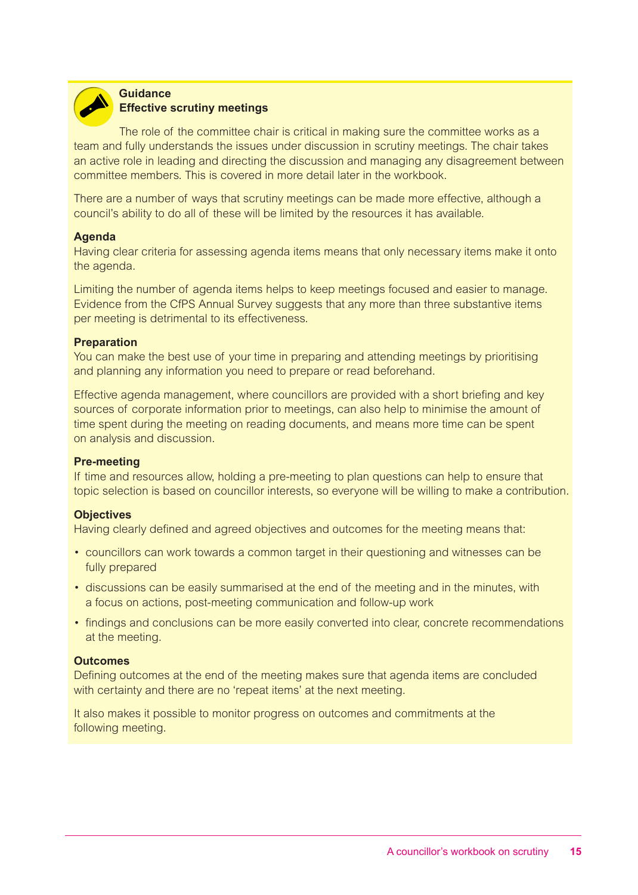**Guidance**
**Effective scrutiny meetings**

The role of the committee chair is critical in making sure the committee works as a team and fully understands the issues under discussion in scrutiny meetings. The chair takes an active role in leading and directing the discussion and managing any disagreement between committee members. This is covered in more detail later in the workbook.

There are a number of ways that scrutiny meetings can be made more effective, although a council's ability to do all of these will be limited by the resources it has available.

**Agenda**
Having clear criteria for assessing agenda items means that only necessary items make it onto the agenda.

Limiting the number of agenda items helps to keep meetings focused and easier to manage. Evidence from the CfPS Annual Survey suggests that any more than three substantive items per meeting is detrimental to its effectiveness.

**Preparation**
You can make the best use of your time in preparing and attending meetings by prioritising and planning any information you need to prepare or read beforehand.

Effective agenda management, where councillors are provided with a short briefing and key sources of corporate information prior to meetings, can also help to minimise the amount of time spent during the meeting on reading documents, and means more time can be spent on analysis and discussion.

**Pre-meeting**
If time and resources allow, holding a pre-meeting to plan questions can help to ensure that topic selection is based on councillor interests, so everyone will be willing to make a contribution.

**Objectives**
Having clearly defined and agreed objectives and outcomes for the meeting means that:

- councillors can work towards a common target in their questioning and witnesses can be fully prepared
- discussions can be easily summarised at the end of the meeting and in the minutes, with a focus on actions, post-meeting communication and follow-up work
- findings and conclusions can be more easily converted into clear, concrete recommendations at the meeting.

**Outcomes**
Defining outcomes at the end of the meeting makes sure that agenda items are concluded with certainty and there are no 'repeat items' at the next meeting.

It also makes it possible to monitor progress on outcomes and commitments at the following meeting.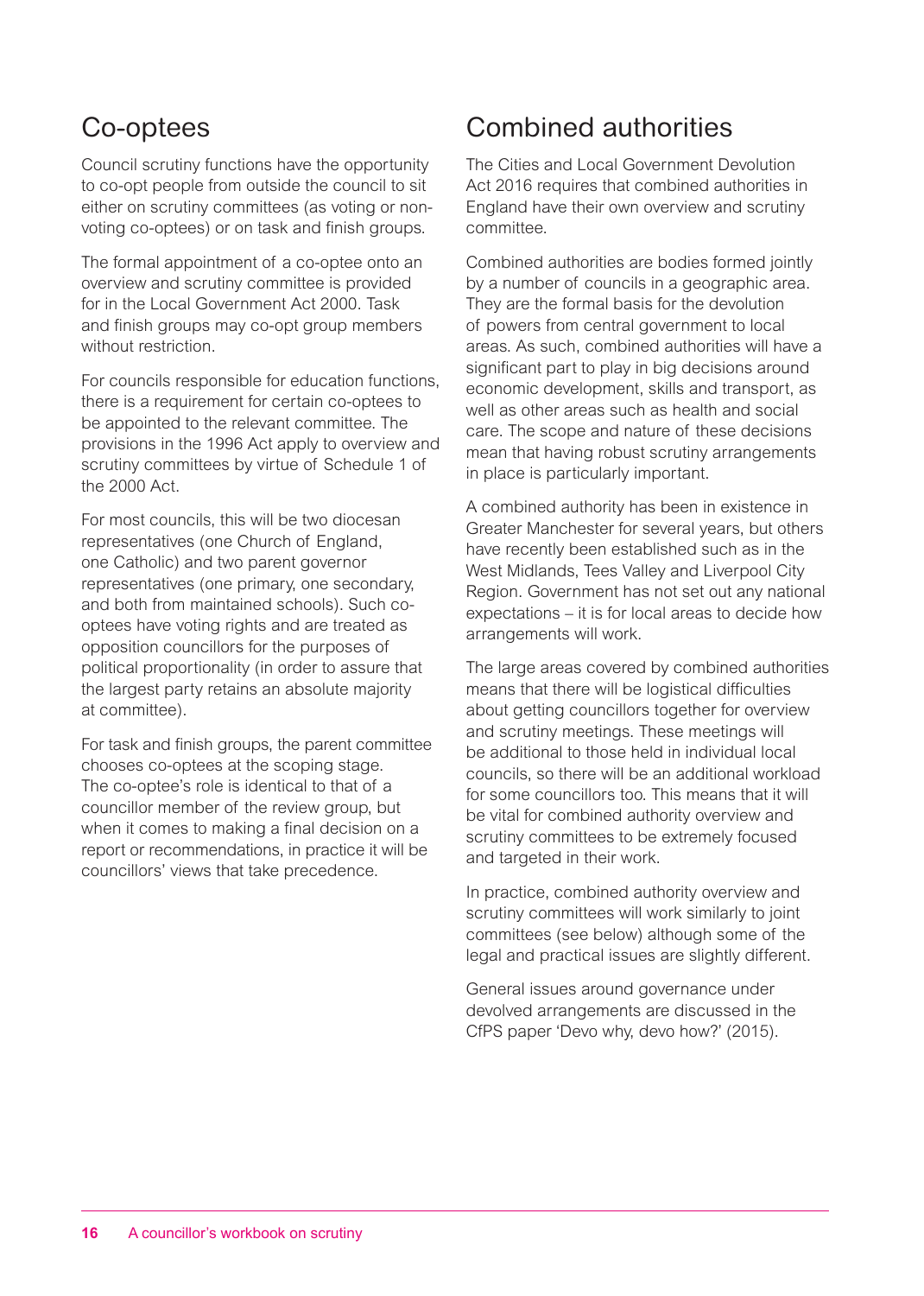## Co-optees

Council scrutiny functions have the opportunity to co-opt people from outside the council to sit either on scrutiny committees (as voting or non-voting co-optees) or on task and finish groups.

The formal appointment of a co-optee onto an overview and scrutiny committee is provided for in the Local Government Act 2000. Task and finish groups may co-opt group members without restriction.

For councils responsible for education functions, there is a requirement for certain co-optees to be appointed to the relevant committee. The provisions in the 1996 Act apply to overview and scrutiny committees by virtue of Schedule 1 of the 2000 Act.

For most councils, this will be two diocesan representatives (one Church of England, one Catholic) and two parent governor representatives (one primary, one secondary, and both from maintained schools). Such co-optees have voting rights and are treated as opposition councillors for the purposes of political proportionality (in order to assure that the largest party retains an absolute majority at committee).

For task and finish groups, the parent committee chooses co-optees at the scoping stage. The co-optee's role is identical to that of a councillor member of the review group, but when it comes to making a final decision on a report or recommendations, in practice it will be councillors' views that take precedence.

## Combined authorities

The Cities and Local Government Devolution Act 2016 requires that combined authorities in England have their own overview and scrutiny committee.

Combined authorities are bodies formed jointly by a number of councils in a geographic area. They are the formal basis for the devolution of powers from central government to local areas. As such, combined authorities will have a significant part to play in big decisions around economic development, skills and transport, as well as other areas such as health and social care. The scope and nature of these decisions mean that having robust scrutiny arrangements in place is particularly important.

A combined authority has been in existence in Greater Manchester for several years, but others have recently been established such as in the West Midlands, Tees Valley and Liverpool City Region. Government has not set out any national expectations – it is for local areas to decide how arrangements will work.

The large areas covered by combined authorities means that there will be logistical difficulties about getting councillors together for overview and scrutiny meetings. These meetings will be additional to those held in individual local councils, so there will be an additional workload for some councillors too. This means that it will be vital for combined authority overview and scrutiny committees to be extremely focused and targeted in their work.

In practice, combined authority overview and scrutiny committees will work similarly to joint committees (see below) although some of the legal and practical issues are slightly different.

General issues around governance under devolved arrangements are discussed in the CfPS paper 'Devo why, devo how?' (2015).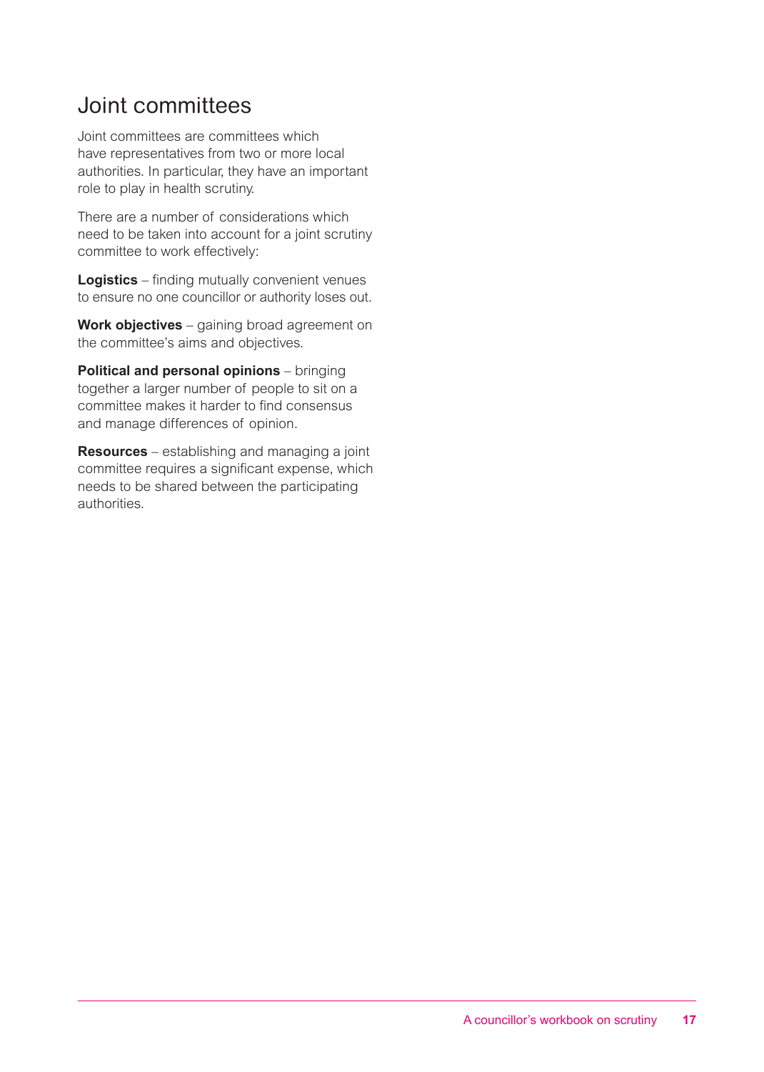## Joint committees

Joint committees are committees which have representatives from two or more local authorities. In particular, they have an important role to play in health scrutiny.

There are a number of considerations which need to be taken into account for a joint scrutiny committee to work effectively:

**Logistics** – finding mutually convenient venues to ensure no one councillor or authority loses out.

**Work objectives** – gaining broad agreement on the committee's aims and objectives.

**Political and personal opinions** – bringing together a larger number of people to sit on a committee makes it harder to find consensus and manage differences of opinion.

**Resources** – establishing and managing a joint committee requires a significant expense, which needs to be shared between the participating authorities.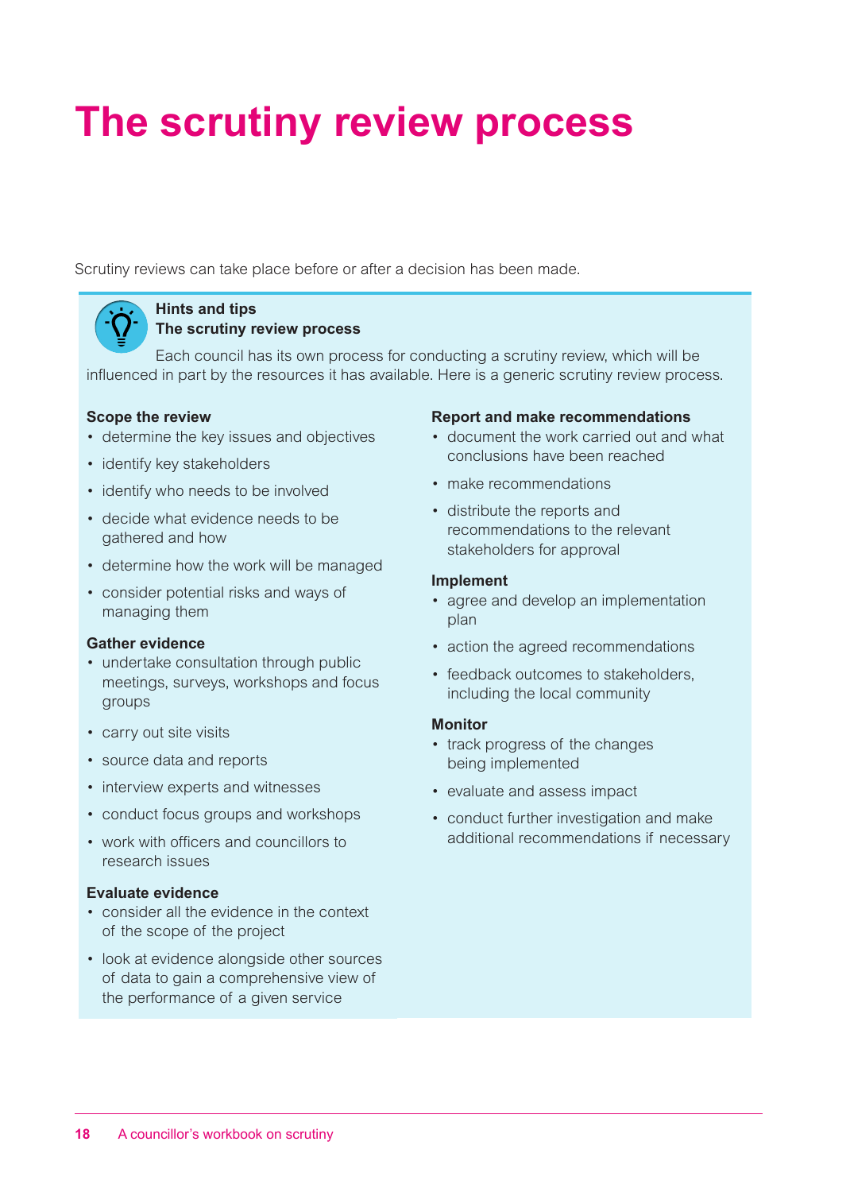# The scrutiny review process

Scrutiny reviews can take place before or after a decision has been made.

**Hints and tips**
**The scrutiny review process**

Each council has its own process for conducting a scrutiny review, which will be influenced in part by the resources it has available. Here is a generic scrutiny review process.

**Scope the review**

- determine the key issues and objectives
- identify key stakeholders
- identify who needs to be involved
- decide what evidence needs to be gathered and how
- determine how the work will be managed
- consider potential risks and ways of managing them

**Gather evidence**

- undertake consultation through public meetings, surveys, workshops and focus groups
- carry out site visits
- source data and reports
- interview experts and witnesses
- conduct focus groups and workshops
- work with officers and councillors to research issues

**Evaluate evidence**

- consider all the evidence in the context of the scope of the project
- look at evidence alongside other sources of data to gain a comprehensive view of the performance of a given service

**Report and make recommendations**

- document the work carried out and what conclusions have been reached
- make recommendations
- distribute the reports and recommendations to the relevant stakeholders for approval

**Implement**

- agree and develop an implementation plan
- action the agreed recommendations
- feedback outcomes to stakeholders, including the local community

**Monitor**

- track progress of the changes being implemented
- evaluate and assess impact
- conduct further investigation and make additional recommendations if necessary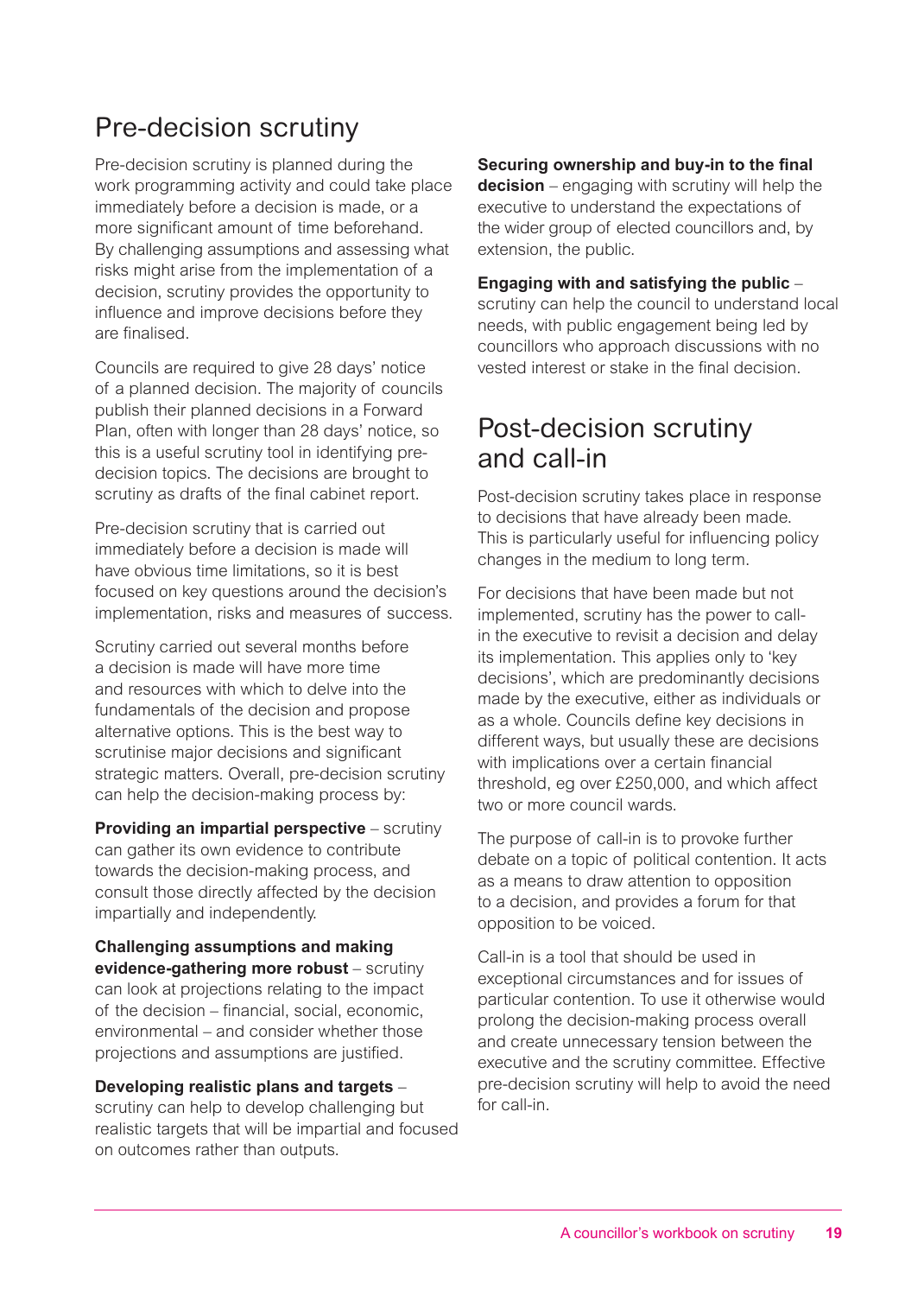## Pre-decision scrutiny

Pre-decision scrutiny is planned during the work programming activity and could take place immediately before a decision is made, or a more significant amount of time beforehand. By challenging assumptions and assessing what risks might arise from the implementation of a decision, scrutiny provides the opportunity to influence and improve decisions before they are finalised.

Councils are required to give 28 days' notice of a planned decision. The majority of councils publish their planned decisions in a Forward Plan, often with longer than 28 days' notice, so this is a useful scrutiny tool in identifying pre-decision topics. The decisions are brought to scrutiny as drafts of the final cabinet report.

Pre-decision scrutiny that is carried out immediately before a decision is made will have obvious time limitations, so it is best focused on key questions around the decision's implementation, risks and measures of success.

Scrutiny carried out several months before a decision is made will have more time and resources with which to delve into the fundamentals of the decision and propose alternative options. This is the best way to scrutinise major decisions and significant strategic matters. Overall, pre-decision scrutiny can help the decision-making process by:

**Providing an impartial perspective** – scrutiny can gather its own evidence to contribute towards the decision-making process, and consult those directly affected by the decision impartially and independently.

**Challenging assumptions and making evidence-gathering more robust** – scrutiny can look at projections relating to the impact of the decision – financial, social, economic, environmental – and consider whether those projections and assumptions are justified.

**Developing realistic plans and targets** – scrutiny can help to develop challenging but realistic targets that will be impartial and focused on outcomes rather than outputs.

**Securing ownership and buy-in to the final decision** – engaging with scrutiny will help the executive to understand the expectations of the wider group of elected councillors and, by extension, the public.

**Engaging with and satisfying the public** – scrutiny can help the council to understand local needs, with public engagement being led by councillors who approach discussions with no vested interest or stake in the final decision.

## Post-decision scrutiny and call-in

Post-decision scrutiny takes place in response to decisions that have already been made. This is particularly useful for influencing policy changes in the medium to long term.

For decisions that have been made but not implemented, scrutiny has the power to call-in the executive to revisit a decision and delay its implementation. This applies only to 'key decisions', which are predominantly decisions made by the executive, either as individuals or as a whole. Councils define key decisions in different ways, but usually these are decisions with implications over a certain financial threshold, eg over £250,000, and which affect two or more council wards.

The purpose of call-in is to provoke further debate on a topic of political contention. It acts as a means to draw attention to opposition to a decision, and provides a forum for that opposition to be voiced.

Call-in is a tool that should be used in exceptional circumstances and for issues of particular contention. To use it otherwise would prolong the decision-making process overall and create unnecessary tension between the executive and the scrutiny committee. Effective pre-decision scrutiny will help to avoid the need for call-in.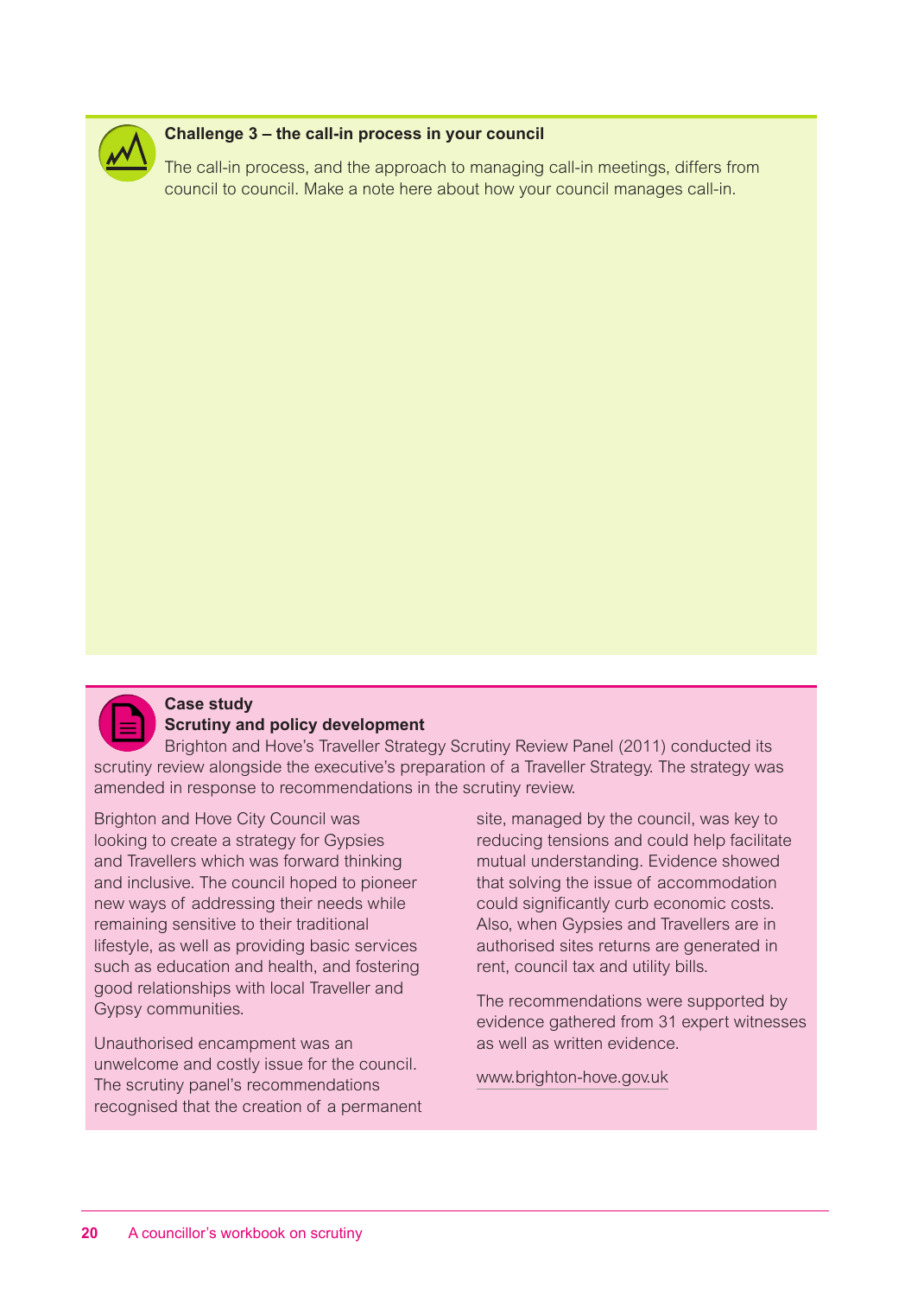### Challenge 3 – the call-in process in your council

The call-in process, and the approach to managing call-in meetings, differs from council to council. Make a note here about how your council manages call-in.

### Case study

**Scrutiny and policy development**

Brighton and Hove's Traveller Strategy Scrutiny Review Panel (2011) conducted its scrutiny review alongside the executive's preparation of a Traveller Strategy. The strategy was amended in response to recommendations in the scrutiny review.

Brighton and Hove City Council was looking to create a strategy for Gypsies and Travellers which was forward thinking and inclusive. The council hoped to pioneer new ways of addressing their needs while remaining sensitive to their traditional lifestyle, as well as providing basic services such as education and health, and fostering good relationships with local Traveller and Gypsy communities.

Unauthorised encampment was an unwelcome and costly issue for the council. The scrutiny panel's recommendations recognised that the creation of a permanent site, managed by the council, was key to reducing tensions and could help facilitate mutual understanding. Evidence showed that solving the issue of accommodation could significantly curb economic costs. Also, when Gypsies and Travellers are in authorised sites returns are generated in rent, council tax and utility bills.

The recommendations were supported by evidence gathered from 31 expert witnesses as well as written evidence.

www.brighton-hove.gov.uk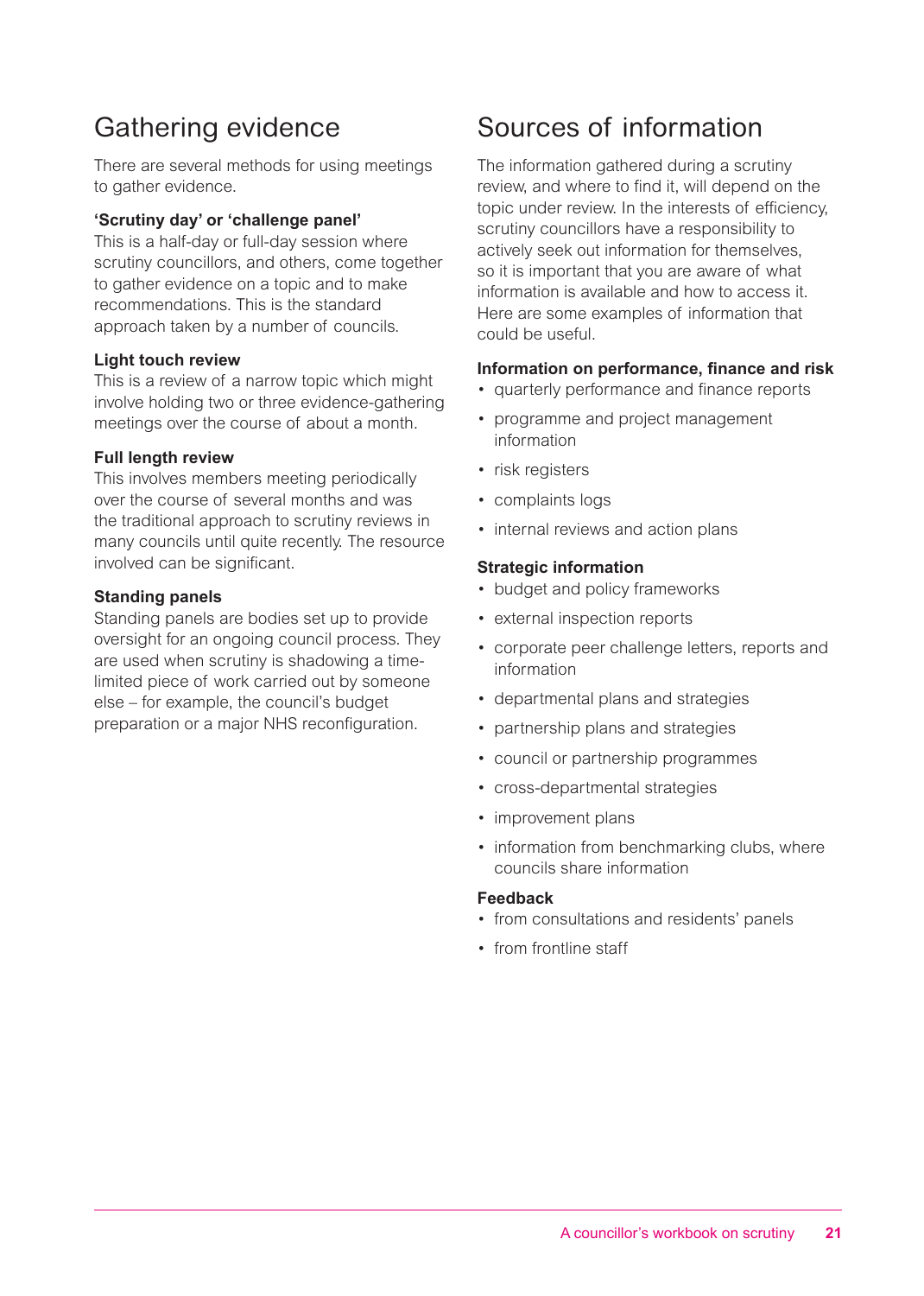## Gathering evidence

There are several methods for using meetings to gather evidence.

**'Scrutiny day' or 'challenge panel'**
This is a half-day or full-day session where scrutiny councillors, and others, come together to gather evidence on a topic and to make recommendations. This is the standard approach taken by a number of councils.

**Light touch review**
This is a review of a narrow topic which might involve holding two or three evidence-gathering meetings over the course of about a month.

**Full length review**
This involves members meeting periodically over the course of several months and was the traditional approach to scrutiny reviews in many councils until quite recently. The resource involved can be significant.

**Standing panels**
Standing panels are bodies set up to provide oversight for an ongoing council process. They are used when scrutiny is shadowing a time-limited piece of work carried out by someone else – for example, the council's budget preparation or a major NHS reconfiguration.

## Sources of information

The information gathered during a scrutiny review, and where to find it, will depend on the topic under review. In the interests of efficiency, scrutiny councillors have a responsibility to actively seek out information for themselves, so it is important that you are aware of what information is available and how to access it. Here are some examples of information that could be useful.

**Information on performance, finance and risk**

- quarterly performance and finance reports
- programme and project management information
- risk registers
- complaints logs
- internal reviews and action plans

**Strategic information**

- budget and policy frameworks
- external inspection reports
- corporate peer challenge letters, reports and information
- departmental plans and strategies
- partnership plans and strategies
- council or partnership programmes
- cross-departmental strategies
- improvement plans
- information from benchmarking clubs, where councils share information

**Feedback**

- from consultations and residents' panels
- from frontline staff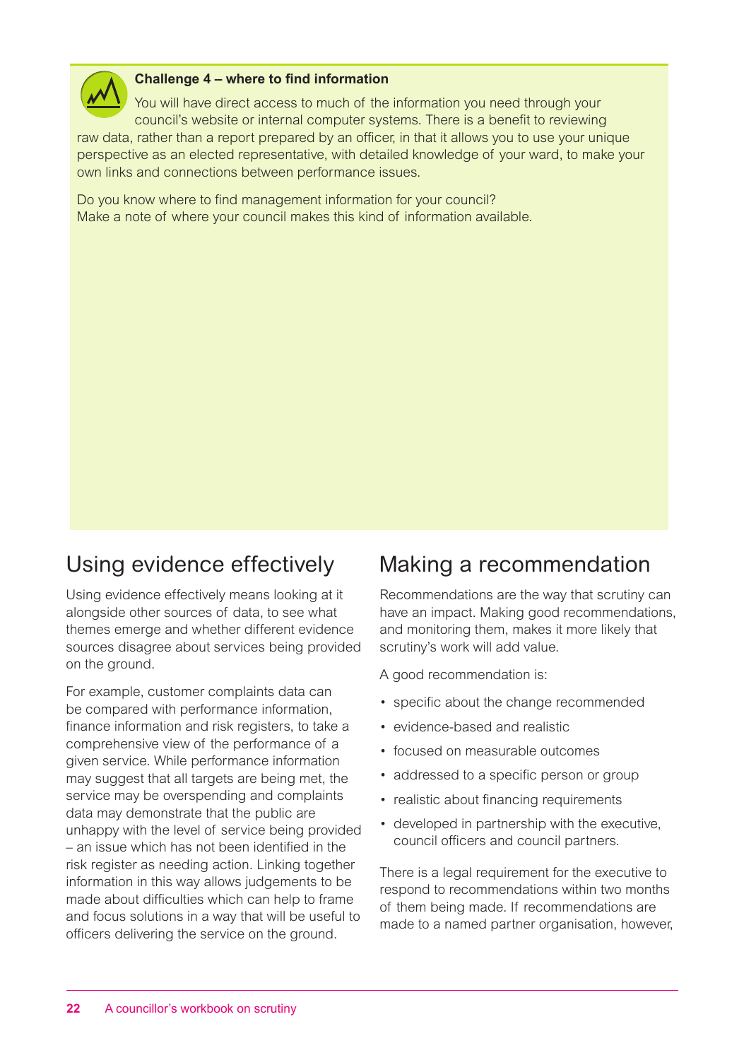### Challenge 4 – where to find information

You will have direct access to much of the information you need through your council's website or internal computer systems. There is a benefit to reviewing raw data, rather than a report prepared by an officer, in that it allows you to use your unique perspective as an elected representative, with detailed knowledge of your ward, to make your own links and connections between performance issues.

Do you know where to find management information for your council? Make a note of where your council makes this kind of information available.

## Using evidence effectively

Using evidence effectively means looking at it alongside other sources of data, to see what themes emerge and whether different evidence sources disagree about services being provided on the ground.

For example, customer complaints data can be compared with performance information, finance information and risk registers, to take a comprehensive view of the performance of a given service. While performance information may suggest that all targets are being met, the service may be overspending and complaints data may demonstrate that the public are unhappy with the level of service being provided – an issue which has not been identified in the risk register as needing action. Linking together information in this way allows judgements to be made about difficulties which can help to frame and focus solutions in a way that will be useful to officers delivering the service on the ground.

## Making a recommendation

Recommendations are the way that scrutiny can have an impact. Making good recommendations, and monitoring them, makes it more likely that scrutiny's work will add value.

A good recommendation is:

- specific about the change recommended
- evidence-based and realistic
- focused on measurable outcomes
- addressed to a specific person or group
- realistic about financing requirements
- developed in partnership with the executive, council officers and council partners.

There is a legal requirement for the executive to respond to recommendations within two months of them being made. If recommendations are made to a named partner organisation, however,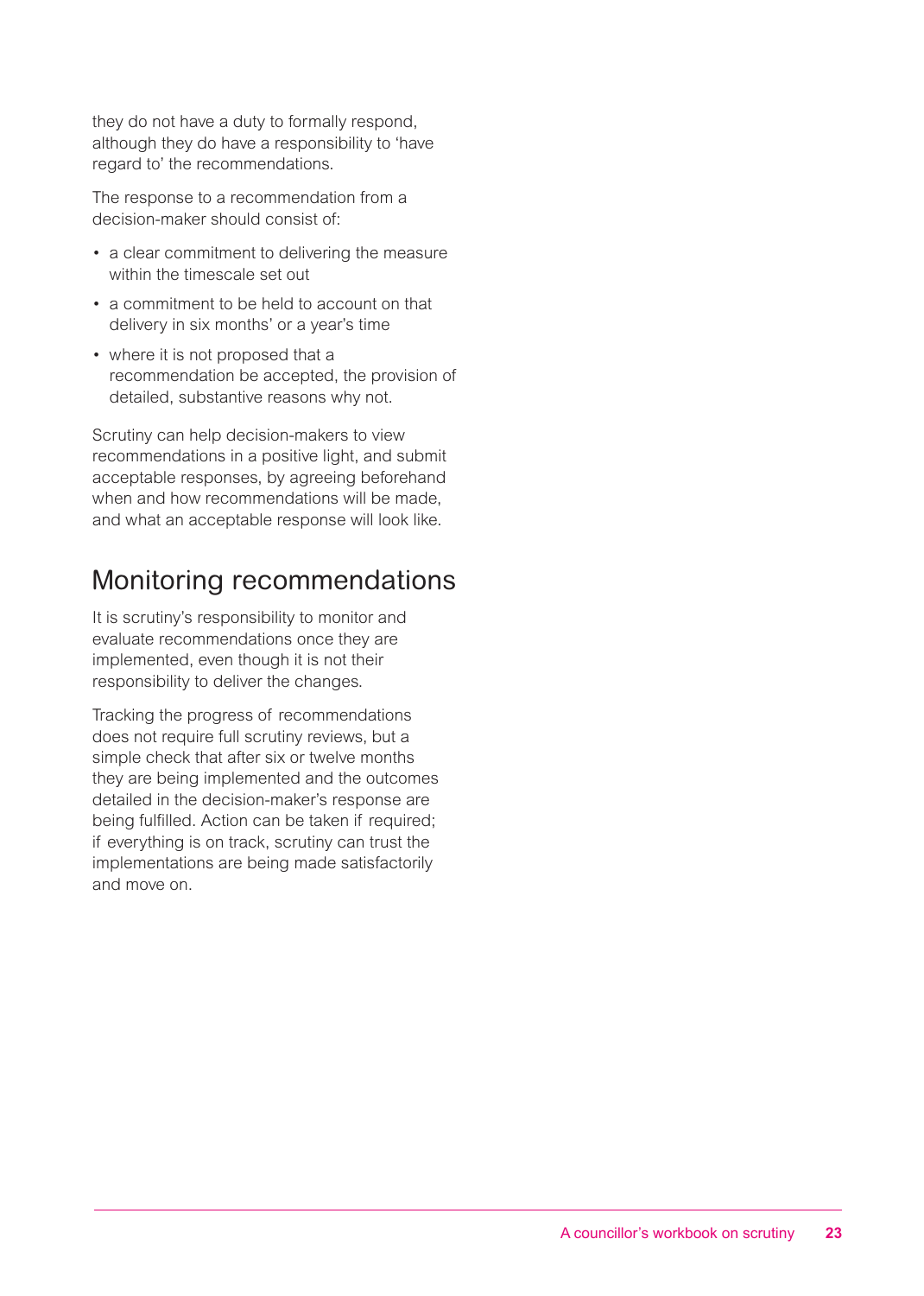they do not have a duty to formally respond, although they do have a responsibility to 'have regard to' the recommendations.

The response to a recommendation from a decision-maker should consist of:

- a clear commitment to delivering the measure within the timescale set out
- a commitment to be held to account on that delivery in six months' or a year's time
- where it is not proposed that a recommendation be accepted, the provision of detailed, substantive reasons why not.

Scrutiny can help decision-makers to view recommendations in a positive light, and submit acceptable responses, by agreeing beforehand when and how recommendations will be made, and what an acceptable response will look like.

## Monitoring recommendations

It is scrutiny's responsibility to monitor and evaluate recommendations once they are implemented, even though it is not their responsibility to deliver the changes.

Tracking the progress of recommendations does not require full scrutiny reviews, but a simple check that after six or twelve months they are being implemented and the outcomes detailed in the decision-maker's response are being fulfilled. Action can be taken if required; if everything is on track, scrutiny can trust the implementations are being made satisfactorily and move on.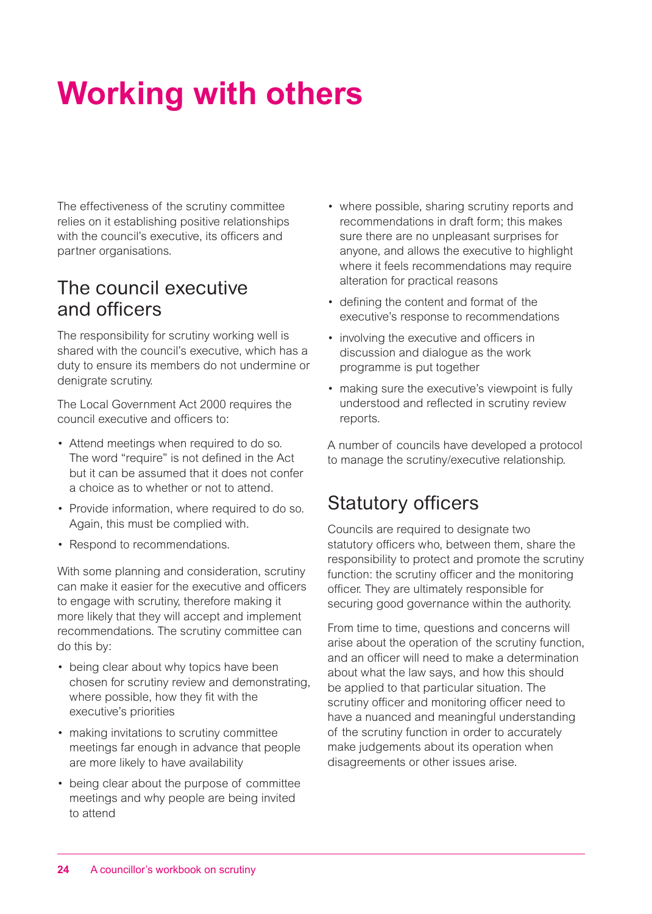# Working with others

The effectiveness of the scrutiny committee relies on it establishing positive relationships with the council's executive, its officers and partner organisations.

## The council executive and officers

The responsibility for scrutiny working well is shared with the council's executive, which has a duty to ensure its members do not undermine or denigrate scrutiny.

The Local Government Act 2000 requires the council executive and officers to:

- Attend meetings when required to do so. The word "require" is not defined in the Act but it can be assumed that it does not confer a choice as to whether or not to attend.
- Provide information, where required to do so. Again, this must be complied with.
- Respond to recommendations.

With some planning and consideration, scrutiny can make it easier for the executive and officers to engage with scrutiny, therefore making it more likely that they will accept and implement recommendations. The scrutiny committee can do this by:

- being clear about why topics have been chosen for scrutiny review and demonstrating, where possible, how they fit with the executive's priorities
- making invitations to scrutiny committee meetings far enough in advance that people are more likely to have availability
- being clear about the purpose of committee meetings and why people are being invited to attend
- where possible, sharing scrutiny reports and recommendations in draft form; this makes sure there are no unpleasant surprises for anyone, and allows the executive to highlight where it feels recommendations may require alteration for practical reasons
- defining the content and format of the executive's response to recommendations
- involving the executive and officers in discussion and dialogue as the work programme is put together
- making sure the executive's viewpoint is fully understood and reflected in scrutiny review reports.

A number of councils have developed a protocol to manage the scrutiny/executive relationship.

## Statutory officers

Councils are required to designate two statutory officers who, between them, share the responsibility to protect and promote the scrutiny function: the scrutiny officer and the monitoring officer. They are ultimately responsible for securing good governance within the authority.

From time to time, questions and concerns will arise about the operation of the scrutiny function, and an officer will need to make a determination about what the law says, and how this should be applied to that particular situation. The scrutiny officer and monitoring officer need to have a nuanced and meaningful understanding of the scrutiny function in order to accurately make judgements about its operation when disagreements or other issues arise.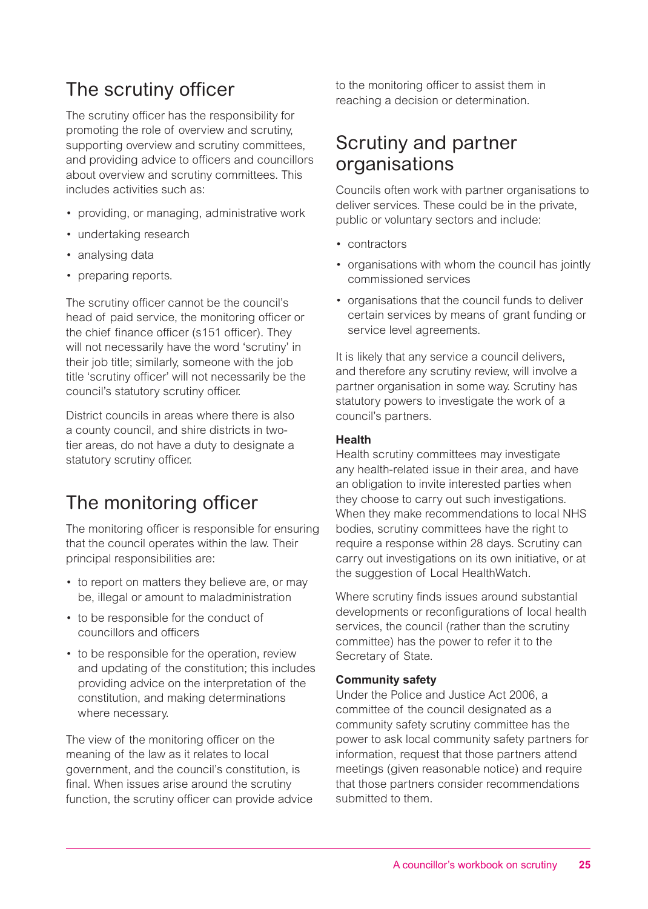## The scrutiny officer

The scrutiny officer has the responsibility for promoting the role of overview and scrutiny, supporting overview and scrutiny committees, and providing advice to officers and councillors about overview and scrutiny committees. This includes activities such as:

- providing, or managing, administrative work
- undertaking research
- analysing data
- preparing reports.

The scrutiny officer cannot be the council's head of paid service, the monitoring officer or the chief finance officer (s151 officer). They will not necessarily have the word 'scrutiny' in their job title; similarly, someone with the job title 'scrutiny officer' will not necessarily be the council's statutory scrutiny officer.

District councils in areas where there is also a county council, and shire districts in two-tier areas, do not have a duty to designate a statutory scrutiny officer.

## The monitoring officer

The monitoring officer is responsible for ensuring that the council operates within the law. Their principal responsibilities are:

- to report on matters they believe are, or may be, illegal or amount to maladministration
- to be responsible for the conduct of councillors and officers
- to be responsible for the operation, review and updating of the constitution; this includes providing advice on the interpretation of the constitution, and making determinations where necessary.

The view of the monitoring officer on the meaning of the law as it relates to local government, and the council's constitution, is final. When issues arise around the scrutiny function, the scrutiny officer can provide advice to the monitoring officer to assist them in reaching a decision or determination.

## Scrutiny and partner organisations

Councils often work with partner organisations to deliver services. These could be in the private, public or voluntary sectors and include:

- contractors
- organisations with whom the council has jointly commissioned services
- organisations that the council funds to deliver certain services by means of grant funding or service level agreements.

It is likely that any service a council delivers, and therefore any scrutiny review, will involve a partner organisation in some way. Scrutiny has statutory powers to investigate the work of a council's partners.

**Health**
Health scrutiny committees may investigate any health-related issue in their area, and have an obligation to invite interested parties when they choose to carry out such investigations. When they make recommendations to local NHS bodies, scrutiny committees have the right to require a response within 28 days. Scrutiny can carry out investigations on its own initiative, or at the suggestion of Local HealthWatch.

Where scrutiny finds issues around substantial developments or reconfigurations of local health services, the council (rather than the scrutiny committee) has the power to refer it to the Secretary of State.

**Community safety**
Under the Police and Justice Act 2006, a committee of the council designated as a community safety scrutiny committee has the power to ask local community safety partners for information, request that those partners attend meetings (given reasonable notice) and require that those partners consider recommendations submitted to them.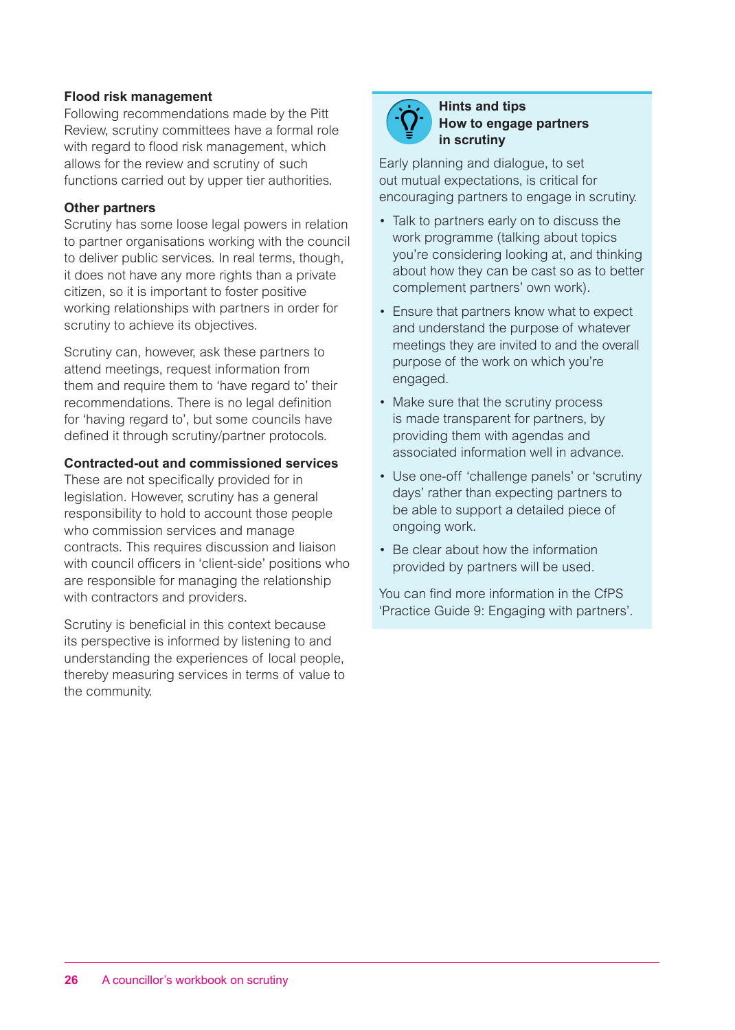**Flood risk management**
Following recommendations made by the Pitt Review, scrutiny committees have a formal role with regard to flood risk management, which allows for the review and scrutiny of such functions carried out by upper tier authorities.

**Other partners**
Scrutiny has some loose legal powers in relation to partner organisations working with the council to deliver public services. In real terms, though, it does not have any more rights than a private citizen, so it is important to foster positive working relationships with partners in order for scrutiny to achieve its objectives.

Scrutiny can, however, ask these partners to attend meetings, request information from them and require them to 'have regard to' their recommendations. There is no legal definition for 'having regard to', but some councils have defined it through scrutiny/partner protocols.

**Contracted-out and commissioned services**
These are not specifically provided for in legislation. However, scrutiny has a general responsibility to hold to account those people who commission services and manage contracts. This requires discussion and liaison with council officers in 'client-side' positions who are responsible for managing the relationship with contractors and providers.

Scrutiny is beneficial in this context because its perspective is informed by listening to and understanding the experiences of local people, thereby measuring services in terms of value to the community.

### Hints and tips
### How to engage partners in scrutiny

Early planning and dialogue, to set out mutual expectations, is critical for encouraging partners to engage in scrutiny.

- Talk to partners early on to discuss the work programme (talking about topics you're considering looking at, and thinking about how they can be cast so as to better complement partners' own work).
- Ensure that partners know what to expect and understand the purpose of whatever meetings they are invited to and the overall purpose of the work on which you're engaged.
- Make sure that the scrutiny process is made transparent for partners, by providing them with agendas and associated information well in advance.
- Use one-off 'challenge panels' or 'scrutiny days' rather than expecting partners to be able to support a detailed piece of ongoing work.
- Be clear about how the information provided by partners will be used.

You can find more information in the CfPS 'Practice Guide 9: Engaging with partners'.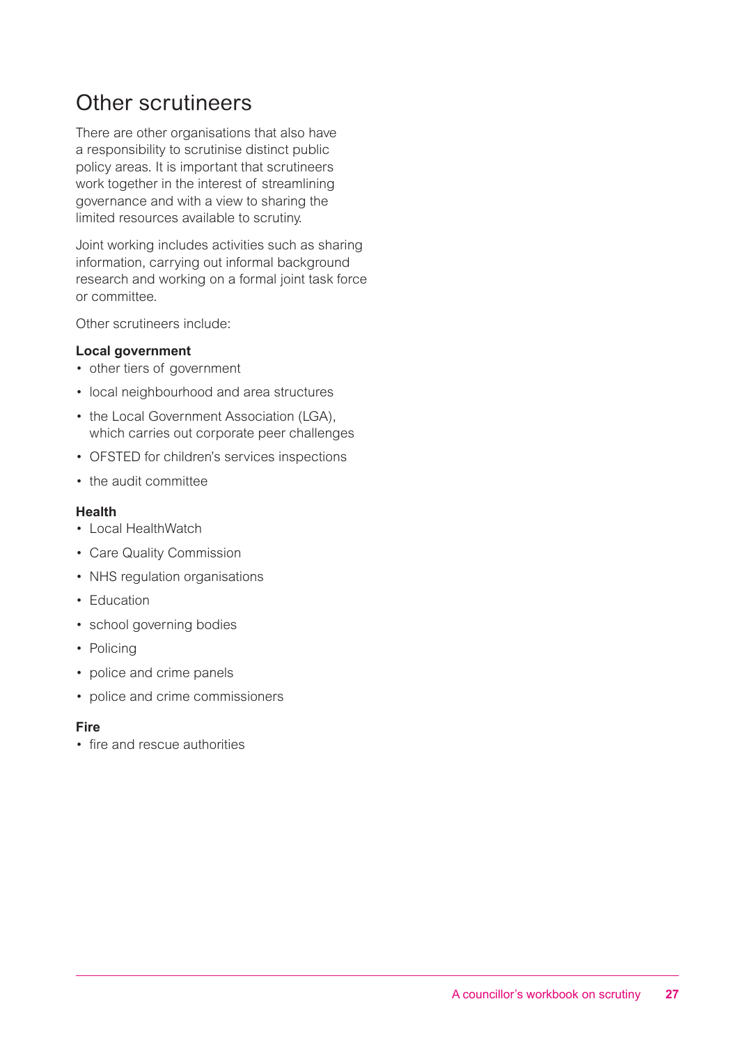## Other scrutineers

There are other organisations that also have a responsibility to scrutinise distinct public policy areas. It is important that scrutineers work together in the interest of streamlining governance and with a view to sharing the limited resources available to scrutiny.

Joint working includes activities such as sharing information, carrying out informal background research and working on a formal joint task force or committee.

Other scrutineers include:

**Local government**

- other tiers of government
- local neighbourhood and area structures
- the Local Government Association (LGA), which carries out corporate peer challenges
- OFSTED for children's services inspections
- the audit committee

**Health**

- Local HealthWatch
- Care Quality Commission
- NHS regulation organisations
- Education
- school governing bodies
- Policing
- police and crime panels
- police and crime commissioners

**Fire**

- fire and rescue authorities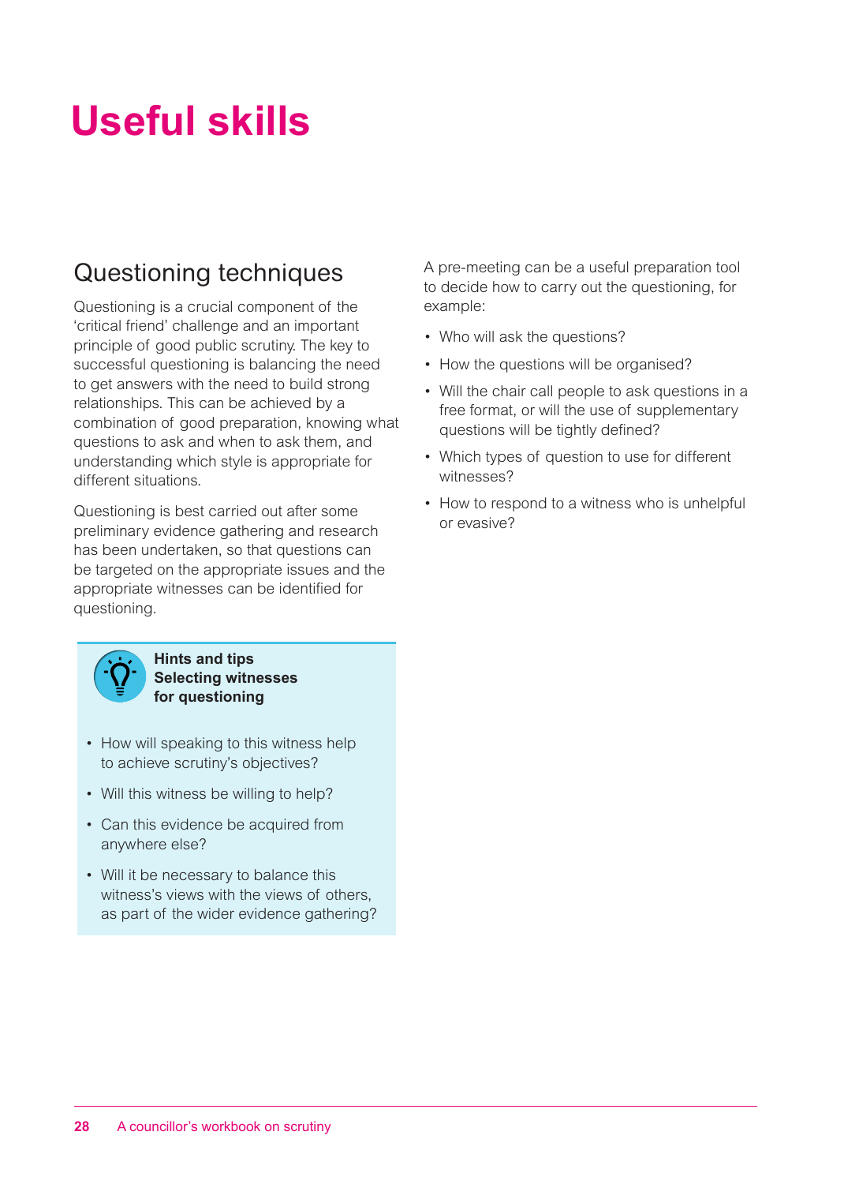# Useful skills

## Questioning techniques

Questioning is a crucial component of the 'critical friend' challenge and an important principle of good public scrutiny. The key to successful questioning is balancing the need to get answers with the need to build strong relationships. This can be achieved by a combination of good preparation, knowing what questions to ask and when to ask them, and understanding which style is appropriate for different situations.

Questioning is best carried out after some preliminary evidence gathering and research has been undertaken, so that questions can be targeted on the appropriate issues and the appropriate witnesses can be identified for questioning.

**Hints and tips**
**Selecting witnesses for questioning**

- How will speaking to this witness help to achieve scrutiny's objectives?
- Will this witness be willing to help?
- Can this evidence be acquired from anywhere else?
- Will it be necessary to balance this witness's views with the views of others, as part of the wider evidence gathering?

A pre-meeting can be a useful preparation tool to decide how to carry out the questioning, for example:

- Who will ask the questions?
- How the questions will be organised?
- Will the chair call people to ask questions in a free format, or will the use of supplementary questions will be tightly defined?
- Which types of question to use for different witnesses?
- How to respond to a witness who is unhelpful or evasive?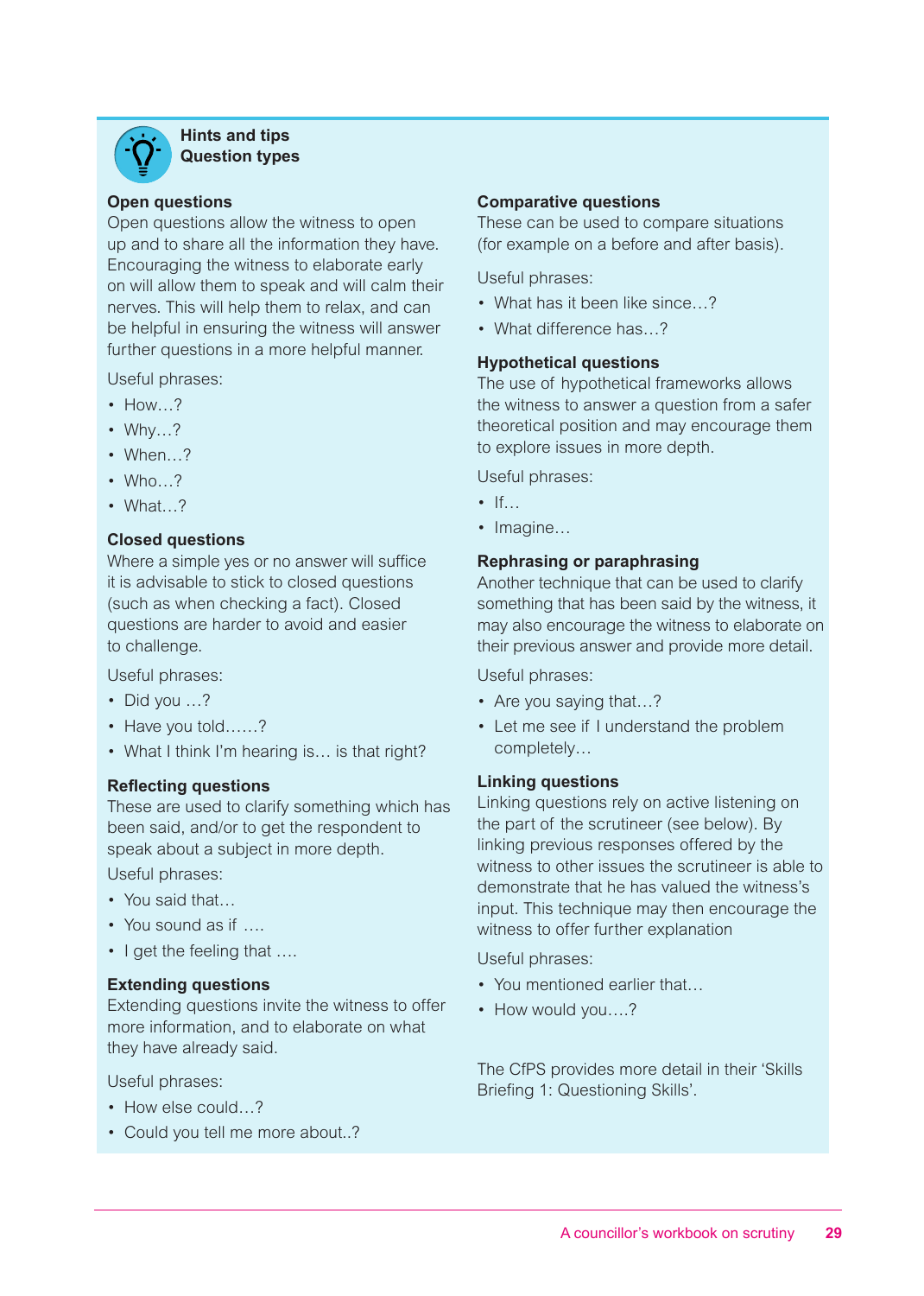## Hints and tips
## Question types

### Open questions

Open questions allow the witness to open up and to share all the information they have. Encouraging the witness to elaborate early on will allow them to speak and will calm their nerves. This will help them to relax, and can be helpful in ensuring the witness will answer further questions in a more helpful manner.

Useful phrases:

- How…?
- Why…?
- When…?
- Who…?
- What…?

### Closed questions

Where a simple yes or no answer will suffice it is advisable to stick to closed questions (such as when checking a fact). Closed questions are harder to avoid and easier to challenge.

Useful phrases:

- Did you …?
- Have you told……?
- What I think I'm hearing is… is that right?

### Reflecting questions

These are used to clarify something which has been said, and/or to get the respondent to speak about a subject in more depth.

Useful phrases:

- You said that…
- You sound as if ….
- I get the feeling that ….

### Extending questions

Extending questions invite the witness to offer more information, and to elaborate on what they have already said.

Useful phrases:

- How else could…?
- Could you tell me more about..?

### Comparative questions

These can be used to compare situations (for example on a before and after basis).

Useful phrases:

- What has it been like since…?
- What difference has…?

### Hypothetical questions

The use of hypothetical frameworks allows the witness to answer a question from a safer theoretical position and may encourage them to explore issues in more depth.

Useful phrases:

- If…
- Imagine…

### Rephrasing or paraphrasing

Another technique that can be used to clarify something that has been said by the witness, it may also encourage the witness to elaborate on their previous answer and provide more detail.

Useful phrases:

- Are you saying that…?
- Let me see if I understand the problem completely…

### Linking questions

Linking questions rely on active listening on the part of the scrutineer (see below). By linking previous responses offered by the witness to other issues the scrutineer is able to demonstrate that he has valued the witness's input. This technique may then encourage the witness to offer further explanation

Useful phrases:

- You mentioned earlier that…
- How would you….?

The CfPS provides more detail in their 'Skills Briefing 1: Questioning Skills'.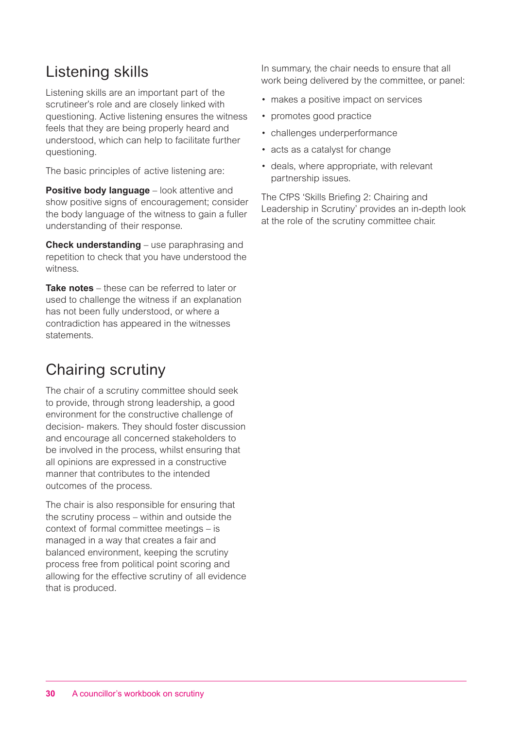## Listening skills

Listening skills are an important part of the scrutineer's role and are closely linked with questioning. Active listening ensures the witness feels that they are being properly heard and understood, which can help to facilitate further questioning.

The basic principles of active listening are:

**Positive body language** – look attentive and show positive signs of encouragement; consider the body language of the witness to gain a fuller understanding of their response.

**Check understanding** – use paraphrasing and repetition to check that you have understood the witness.

**Take notes** – these can be referred to later or used to challenge the witness if an explanation has not been fully understood, or where a contradiction has appeared in the witnesses statements.

## Chairing scrutiny

The chair of a scrutiny committee should seek to provide, through strong leadership, a good environment for the constructive challenge of decision- makers. They should foster discussion and encourage all concerned stakeholders to be involved in the process, whilst ensuring that all opinions are expressed in a constructive manner that contributes to the intended outcomes of the process.

The chair is also responsible for ensuring that the scrutiny process – within and outside the context of formal committee meetings – is managed in a way that creates a fair and balanced environment, keeping the scrutiny process free from political point scoring and allowing for the effective scrutiny of all evidence that is produced.

In summary, the chair needs to ensure that all work being delivered by the committee, or panel:

- makes a positive impact on services
- promotes good practice
- challenges underperformance
- acts as a catalyst for change
- deals, where appropriate, with relevant partnership issues.

The CfPS 'Skills Briefing 2: Chairing and Leadership in Scrutiny' provides an in-depth look at the role of the scrutiny committee chair.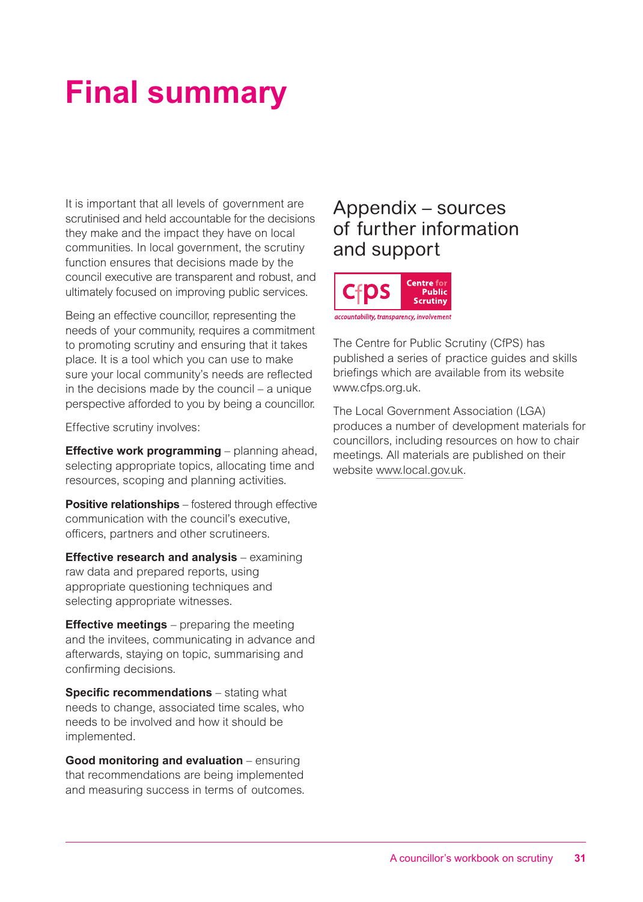# Final summary

It is important that all levels of government are scrutinised and held accountable for the decisions they make and the impact they have on local communities. In local government, the scrutiny function ensures that decisions made by the council executive are transparent and robust, and ultimately focused on improving public services.

Being an effective councillor, representing the needs of your community, requires a commitment to promoting scrutiny and ensuring that it takes place. It is a tool which you can use to make sure your local community's needs are reflected in the decisions made by the council – a unique perspective afforded to you by being a councillor.

Effective scrutiny involves:

**Effective work programming** – planning ahead, selecting appropriate topics, allocating time and resources, scoping and planning activities.

**Positive relationships** – fostered through effective communication with the council's executive, officers, partners and other scrutineers.

**Effective research and analysis** – examining raw data and prepared reports, using appropriate questioning techniques and selecting appropriate witnesses.

**Effective meetings** – preparing the meeting and the invitees, communicating in advance and afterwards, staying on topic, summarising and confirming decisions.

**Specific recommendations** – stating what needs to change, associated time scales, who needs to be involved and how it should be implemented.

**Good monitoring and evaluation** – ensuring that recommendations are being implemented and measuring success in terms of outcomes.

## Appendix – sources of further information and support

cfps Centre for Public Scrutiny

*accountability, transparency, involvement*

The Centre for Public Scrutiny (CfPS) has published a series of practice guides and skills briefings which are available from its website www.cfps.org.uk.

The Local Government Association (LGA) produces a number of development materials for councillors, including resources on how to chair meetings. All materials are published on their website www.local.gov.uk.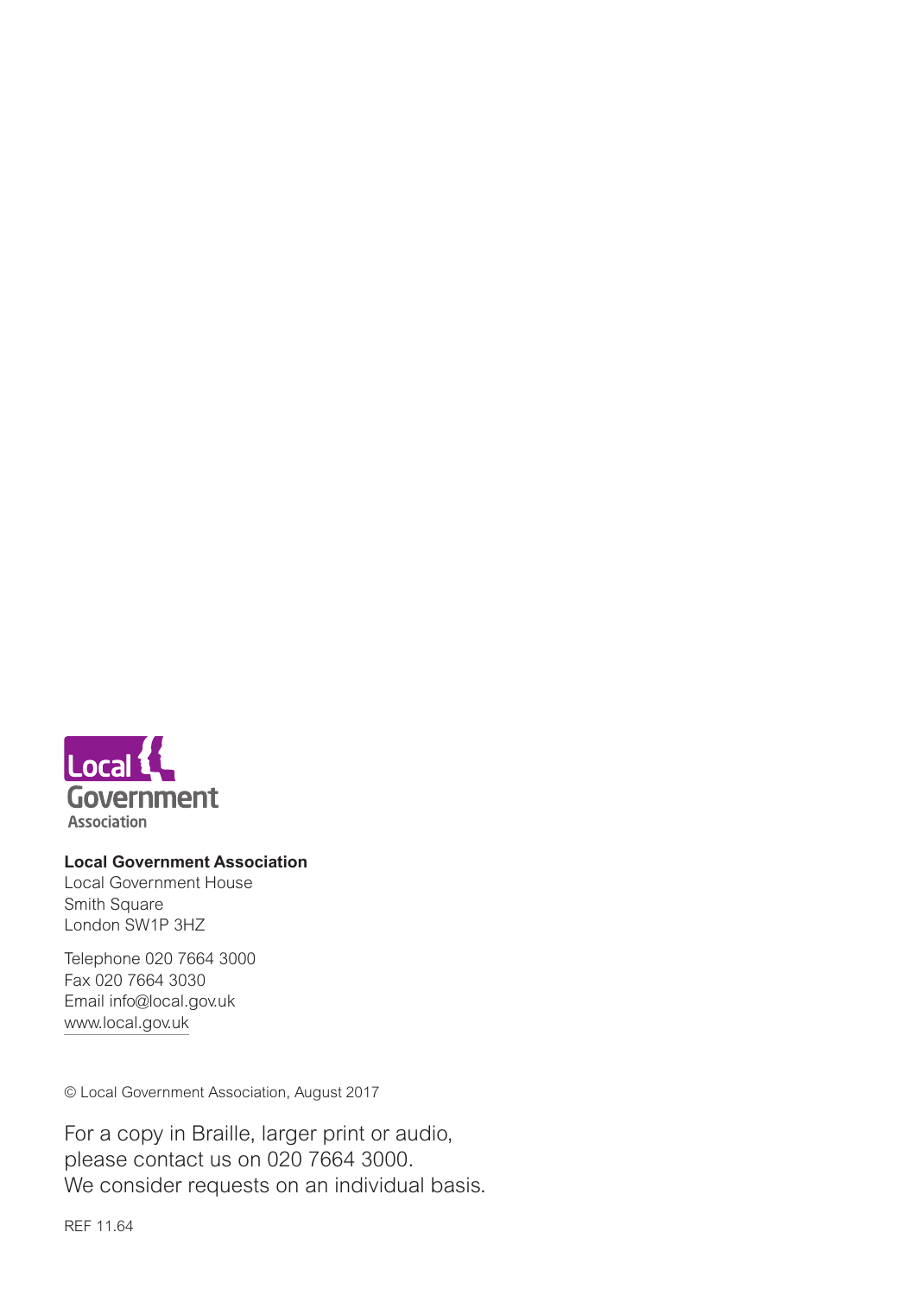Local Government Association

**Local Government Association**
Local Government House
Smith Square
London SW1P 3HZ

Telephone 020 7664 3000
Fax 020 7664 3030
Email info@local.gov.uk
www.local.gov.uk

© Local Government Association, August 2017

For a copy in Braille, larger print or audio, please contact us on 020 7664 3000. We consider requests on an individual basis.

REF 11.64